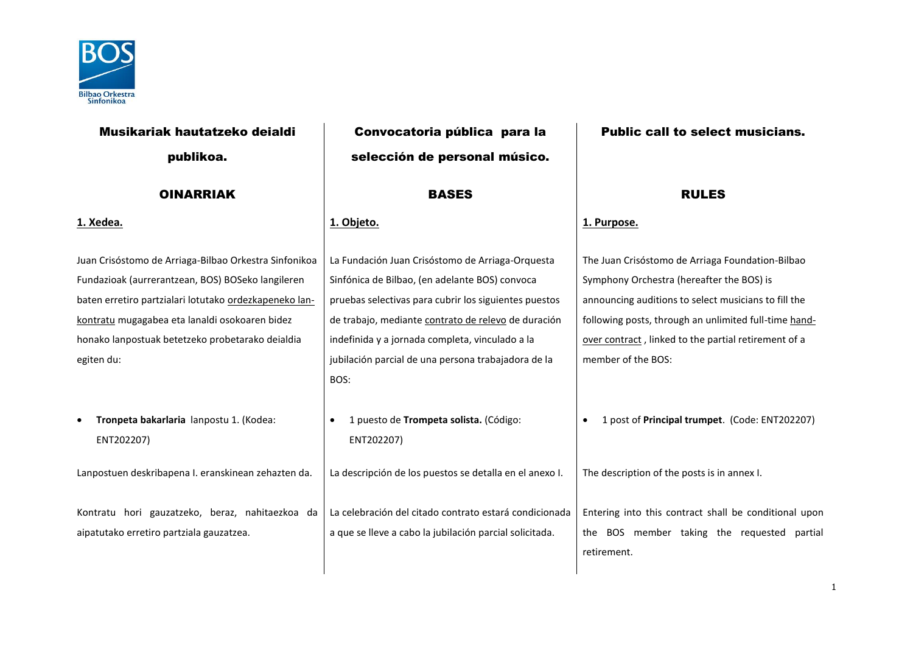## Musikariak hautatzeko deialdi publikoa.

### OINARRIAK

**1. Xedea.**

Juan Crisóstomo de Arriaga-Bilbao Orkestra Sinfonikoa Fundazioak (aurrerantzean, BOS) BOSeko langileren baten erretiro partzialari lotutako ordezkapeneko lan-kontratu mugagabea eta lanaldi osokoaren bidez honako lanpostuak betetzeko probetarako deialdia egiten du:

- **Tronpeta bakarlaria** lanpostu 1. (Kodea: ENT202207)

Lanpostuen deskribapena I. eranskinean zehazten da.

Kontratu hori gauzatzeko, beraz, nahitaezkoa da aipatutako erretiro partziala gauzatzea.

## Convocatoria pública para la selección de personal músico.

### BASES

**1. Objeto.**

La Fundación Juan Crisóstomo de Arriaga-Orquesta Sinfónica de Bilbao, (en adelante BOS) convoca pruebas selectivas para cubrir los siguientes puestos de trabajo, mediante contrato de relevo de duración indefinida y a jornada completa, vinculado a la jubilación parcial de una persona trabajadora de la BOS:

- 1 puesto de **Trompeta solista.** (Código: ENT202207)

La descripción de los puestos se detalla en el anexo I.

La celebración del citado contrato estará condicionada a que se lleve a cabo la jubilación parcial solicitada.

## Public call to select musicians.

### RULES

**1. Purpose.**

The Juan Crisóstomo de Arriaga Foundation-Bilbao Symphony Orchestra (hereafter the BOS) is announcing auditions to select musicians to fill the following posts, through an unlimited full-time hand-over contract , linked to the partial retirement of a member of the BOS:

- 1 post of **Principal trumpet**. (Code: ENT202207)

The description of the posts is in annex I.

Entering into this contract shall be conditional upon the BOS member taking the requested partial retirement.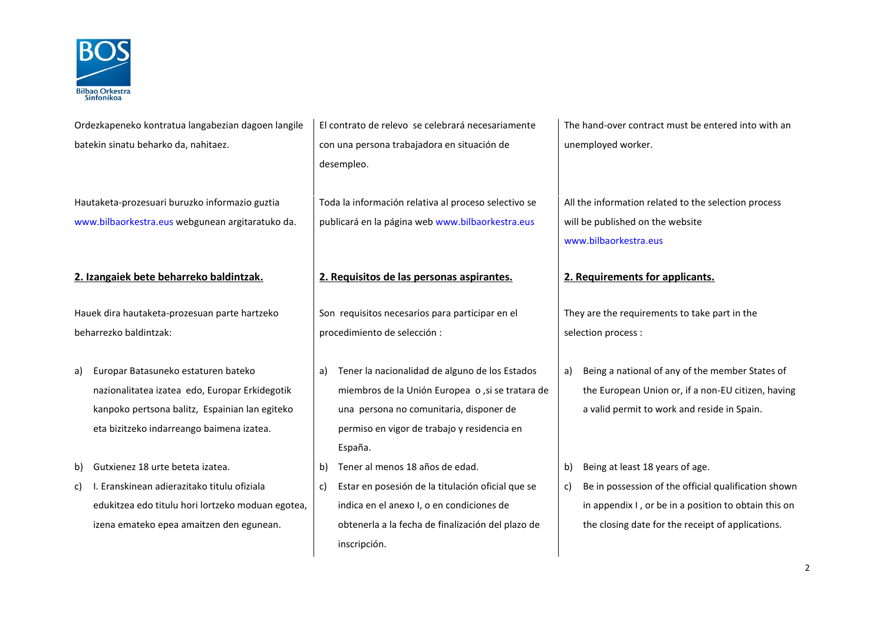Ordezkapeneko kontratua langabezian dagoen langile batekin sinatu beharko da, nahitaez.

Hautaketa-prozesuari buruzko informazio guztia www.bilbaorkestra.eus webgunean argitaratuko da.

## 2. Izangaiek bete beharreko baldintzak.

Hauek dira hautaketa-prozesuan parte hartzeko beharrezko baldintzak:

a) Europar Batasuneko estaturen bateko nazionalitatea izatea edo, Europar Erkidegotik kanpoko pertsona balitz, Espainian lan egiteko eta bizitzeko indarreango baimena izatea.

b) Gutxienez 18 urte beteta izatea.

c) I. Eranskinean adierazitako titulu ofiziala edukitzea edo titulu hori lortzeko moduan egotea, izena emateko epea amaitzen den egunean.

El contrato de relevo se celebrará necesariamente con una persona trabajadora en situación de desempleo.

Toda la información relativa al proceso selectivo se publicará en la página web www.bilbaorkestra.eus

## 2. Requisitos de las personas aspirantes.

Son requisitos necesarios para participar en el procedimiento de selección :

a) Tener la nacionalidad de alguno de los Estados miembros de la Unión Europea o ,si se tratara de una persona no comunitaria, disponer de permiso en vigor de trabajo y residencia en España.

b) Tener al menos 18 años de edad.

c) Estar en posesión de la titulación oficial que se indica en el anexo I, o en condiciones de obtenerla a la fecha de finalización del plazo de inscripción.

The hand-over contract must be entered into with an unemployed worker.

All the information related to the selection process will be published on the website www.bilbaorkestra.eus

## 2. Requirements for applicants.

They are the requirements to take part in the selection process :

a) Being a national of any of the member States of the European Union or, if a non-EU citizen, having a valid permit to work and reside in Spain.

b) Being at least 18 years of age.

c) Be in possession of the official qualification shown in appendix I , or be in a position to obtain this on the closing date for the receipt of applications.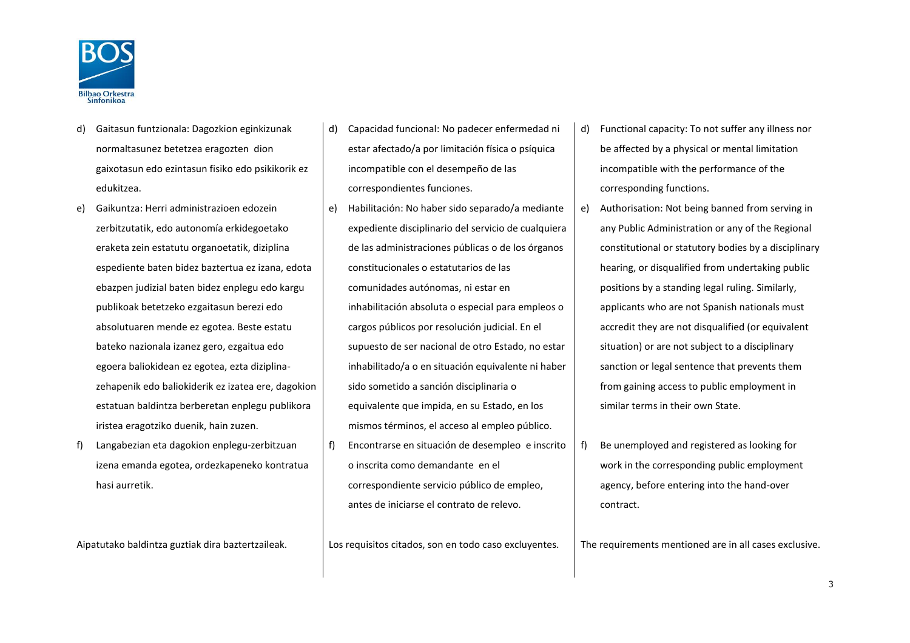d) Gaitasun funtzionala: Dagozkion eginkizunak normaltasunez betetzea eragozten dion gaixotasun edo ezintasun fisiko edo psikikorik ez edukitzea.

e) Gaikuntza: Herri administrazioen edozein zerbitzutatik, edo autonomía erkidegoetako eraketa zein estatutu organoetatik, diziplina espediente baten bidez baztertua ez izana, edota ebazpen judizial baten bidez enplegu edo kargu publikoak betetzeko ezgaitasun berezi edo absolutuaren mende ez egotea. Beste estatu bateko nazionala izanez gero, ezgaitua edo egoera baliokidean ez egotea, ezta diziplina-zehapenik edo baliokiderik ez izatea ere, dagokion estatuan baldintza berberetan enplegu publikora iristea eragotziko duenik, hain zuzen.

f) Langabezian eta dagokion enplegu-zerbitzuan izena emanda egotea, ordezkapeneko kontratua hasi aurretik.

Aipatutako baldintza guztiak dira baztertzaileak.

d) Capacidad funcional: No padecer enfermedad ni estar afectado/a por limitación física o psíquica incompatible con el desempeño de las correspondientes funciones.

e) Habilitación: No haber sido separado/a mediante expediente disciplinario del servicio de cualquiera de las administraciones públicas o de los órganos constitucionales o estatutarios de las comunidades autónomas, ni estar en inhabilitación absoluta o especial para empleos o cargos públicos por resolución judicial. En el supuesto de ser nacional de otro Estado, no estar inhabilitado/a o en situación equivalente ni haber sido sometido a sanción disciplinaria o equivalente que impida, en su Estado, en los mismos términos, el acceso al empleo público.

f) Encontrarse en situación de desempleo e inscrito o inscrita como demandante en el correspondiente servicio público de empleo, antes de iniciarse el contrato de relevo.

Los requisitos citados, son en todo caso excluyentes.

d) Functional capacity: To not suffer any illness nor be affected by a physical or mental limitation incompatible with the performance of the corresponding functions.

e) Authorisation: Not being banned from serving in any Public Administration or any of the Regional constitutional or statutory bodies by a disciplinary hearing, or disqualified from undertaking public positions by a standing legal ruling. Similarly, applicants who are not Spanish nationals must accredit they are not disqualified (or equivalent situation) or are not subject to a disciplinary sanction or legal sentence that prevents them from gaining access to public employment in similar terms in their own State.

f) Be unemployed and registered as looking for work in the corresponding public employment agency, before entering into the hand-over contract.

The requirements mentioned are in all cases exclusive.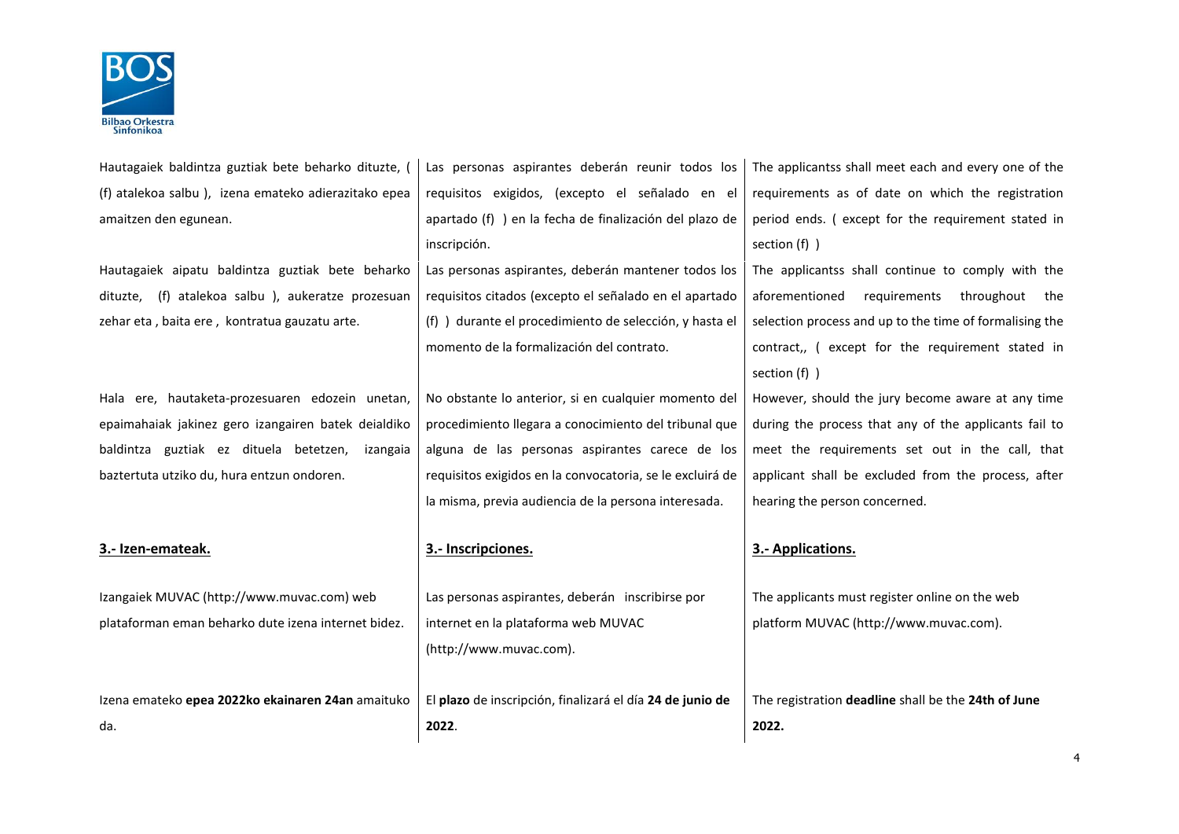| | | |
|---|---|---|
| Hautagaiek baldintza guztiak bete beharko dituzte, ( (f) atalekoa salbu ), izena emateko adierazitako epea amaitzen den egunean. | Las personas aspirantes deberán reunir todos los requisitos exigidos, (excepto el señalado en el apartado (f) ) en la fecha de finalización del plazo de inscripción. | The applicantss shall meet each and every one of the requirements as of date on which the registration period ends. ( except for the requirement stated in section (f) ) |
| Hautagaiek aipatu baldintza guztiak bete beharko dituzte, (f) atalekoa salbu ), aukeratze prozesuan zehar eta , baita ere , kontratua gauzatu arte. | Las personas aspirantes, deberán mantener todos los requisitos citados (excepto el señalado en el apartado (f) ) durante el procedimiento de selección, y hasta el momento de la formalización del contrato. | The applicantss shall continue to comply with the aforementioned requirements throughout the selection process and up to the time of formalising the contract,, ( except for the requirement stated in section (f) ) |
| Hala ere, hautaketa-prozesuaren edozein unetan, epaimahaiak jakinez gero izangairen batek deialdiko baldintza guztiak ez dituela betetzen, izangaia baztertuta utziko du, hura entzun ondoren. | No obstante lo anterior, si en cualquier momento del procedimiento llegara a conocimiento del tribunal que alguna de las personas aspirantes carece de los requisitos exigidos en la convocatoria, se le excluirá de la misma, previa audiencia de la persona interesada. | However, should the jury become aware at any time during the process that any of the applicants fail to meet the requirements set out in the call, that applicant shall be excluded from the process, after hearing the person concerned. |
| **<u>3.- Izen-emateak.</u>** | **<u>3.- Inscripciones.</u>** | **<u>3.- Applications.</u>** |
| Izangaiek MUVAC (http://www.muvac.com) web plataforman eman beharko dute izena internet bidez. | Las personas aspirantes, deberán inscribirse por internet en la plataforma web MUVAC (http://www.muvac.com). | The applicants must register online on the web platform MUVAC (http://www.muvac.com). |
| Izena emateko **epea 2022ko ekainaren 24an** amaituko da. | El **plazo** de inscripción, finalizará el día **24 de junio de 2022**. | The registration **deadline** shall be the **24th of June 2022.** |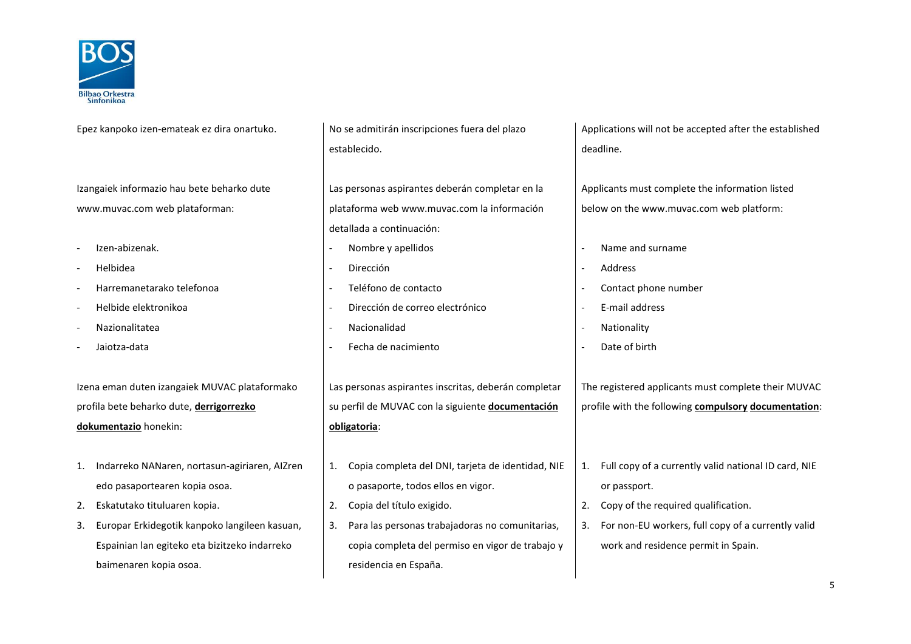Epez kanpoko izen-emateak ez dira onartuko.

Izangaiek informazio hau bete beharko dute www.muvac.com web plataforman:

- Izen-abizenak.
- Helbidea
- Harremanetarako telefonoa
- Helbide elektronikoa
- Nazionalitatea
- Jaiotza-data

Izena eman duten izangaiek MUVAC plataformako profila bete beharko dute, **derrigorrezko dokumentazio** honekin:

1. Indarreko NANaren, nortasun-agiriaren, AIZren edo pasaportearen kopia osoa.
2. Eskatutako tituluaren kopia.
3. Europar Erkidegotik kanpoko langileen kasuan, Espainian lan egiteko eta bizitzeko indarreko baimenaren kopia osoa.

No se admitirán inscripciones fuera del plazo establecido.

Las personas aspirantes deberán completar en la plataforma web www.muvac.com la información detallada a continuación:

- Nombre y apellidos
- Dirección
- Teléfono de contacto
- Dirección de correo electrónico
- Nacionalidad
- Fecha de nacimiento

Las personas aspirantes inscritas, deberán completar su perfil de MUVAC con la siguiente **documentación obligatoria**:

1. Copia completa del DNI, tarjeta de identidad, NIE o pasaporte, todos ellos en vigor.
2. Copia del título exigido.
3. Para las personas trabajadoras no comunitarias, copia completa del permiso en vigor de trabajo y residencia en España.

Applications will not be accepted after the established deadline.

Applicants must complete the information listed below on the www.muvac.com web platform:

- Name and surname
- Address
- Contact phone number
- E-mail address
- Nationality
- Date of birth

The registered applicants must complete their MUVAC profile with the following **compulsory documentation**:

1. Full copy of a currently valid national ID card, NIE or passport.
2. Copy of the required qualification.
3. For non-EU workers, full copy of a currently valid work and residence permit in Spain.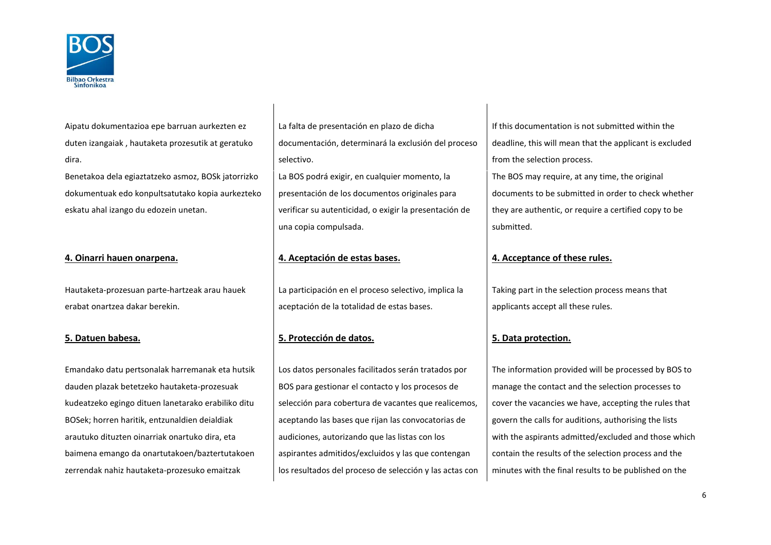Aipatu dokumentazioa epe barruan aurkezten ez duten izangaiak , hautaketa prozesutik at geratuko dira.

Benetakoa dela egiaztatzeko asmoz, BOSk jatorrizko dokumentuak edo konpultsatutako kopia aurkezteko eskatu ahal izango du edozein unetan.

**4. Oinarri hauen onarpena.**

Hautaketa-prozesuan parte-hartzeak arau hauek erabat onartzea dakar berekin.

**5. Datuen babesa.**

Emandako datu pertsonalak harremanak eta hutsik dauden plazak betetzeko hautaketa-prozesuak kudeatzeko egingo dituen lanetarako erabiliko ditu BOSek; horren haritik, entzunaldien deialdiak arautuko dituzten oinarriak onartuko dira, eta baimena emango da onartutakoen/baztertutakoen zerrendak nahiz hautaketa-prozesuko emaitzak

La falta de presentación en plazo de dicha documentación, determinará la exclusión del proceso selectivo.

La BOS podrá exigir, en cualquier momento, la presentación de los documentos originales para verificar su autenticidad, o exigir la presentación de una copia compulsada.

**4. Aceptación de estas bases.**

La participación en el proceso selectivo, implica la aceptación de la totalidad de estas bases.

**5. Protección de datos.**

Los datos personales facilitados serán tratados por BOS para gestionar el contacto y los procesos de selección para cobertura de vacantes que realicemos, aceptando las bases que rijan las convocatorias de audiciones, autorizando que las listas con los aspirantes admitidos/excluidos y las que contengan los resultados del proceso de selección y las actas con

If this documentation is not submitted within the deadline, this will mean that the applicant is excluded from the selection process.

The BOS may require, at any time, the original documents to be submitted in order to check whether they are authentic, or require a certified copy to be submitted.

**4. Acceptance of these rules.**

Taking part in the selection process means that applicants accept all these rules.

**5. Data protection.**

The information provided will be processed by BOS to manage the contact and the selection processes to cover the vacancies we have, accepting the rules that govern the calls for auditions, authorising the lists with the aspirants admitted/excluded and those which contain the results of the selection process and the minutes with the final results to be published on the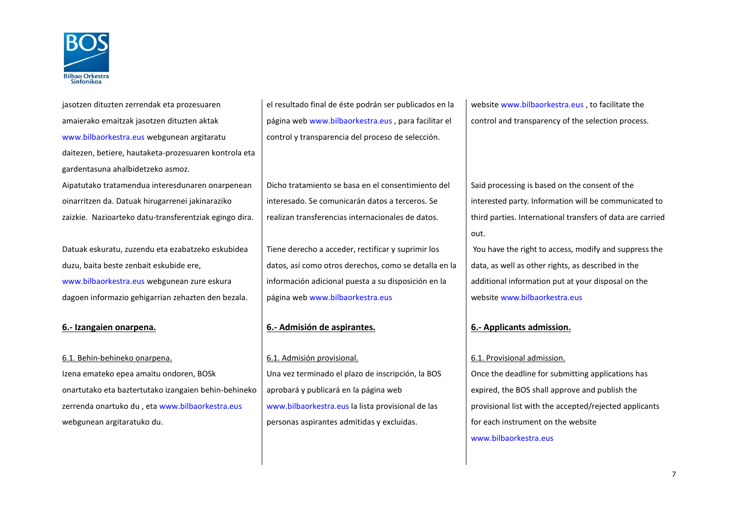jasotzen dituzten zerrendak eta prozesuaren amaierako emaitzak jasotzen dituzten aktak www.bilbaorkestra.eus webgunean argitaratu daitezen, betiere, hautaketa-prozesuaren kontrola eta gardentasuna ahalbidetzeko asmoz.

Aipatutako tratamendua interesdunaren onarpenean oinarritzen da. Datuak hirugarrenei jakinaraziko zaizkie. Nazioarteko datu-transferentziak egingo dira.

Datuak eskuratu, zuzendu eta ezabatzeko eskubidea duzu, baita beste zenbait eskubide ere, www.bilbaorkestra.eus webgunean zure eskura dagoen informazio gehigarrian zehazten den bezala.

## 6.- Izangaien onarpena.

6.1. Behin-behineko onarpena.

Izena emateko epea amaitu ondoren, BOSk onartutako eta baztertutako izangaien behin-behineko zerrenda onartuko du , eta www.bilbaorkestra.eus webgunean argitaratuko du.

el resultado final de éste podrán ser publicados en la página web www.bilbaorkestra.eus , para facilitar el control y transparencia del proceso de selección.

Dicho tratamiento se basa en el consentimiento del interesado. Se comunicarán datos a terceros. Se realizan transferencias internacionales de datos.

Tiene derecho a acceder, rectificar y suprimir los datos, así como otros derechos, como se detalla en la información adicional puesta a su disposición en la página web www.bilbaorkestra.eus

## 6.- Admisión de aspirantes.

6.1. Admisión provisional.

Una vez terminado el plazo de inscripción, la BOS aprobará y publicará en la página web www.bilbaorkestra.eus la lista provisional de las personas aspirantes admitidas y excluidas.

website www.bilbaorkestra.eus , to facilitate the control and transparency of the selection process.

Said processing is based on the consent of the interested party. Information will be communicated to third parties. International transfers of data are carried out.

You have the right to access, modify and suppress the data, as well as other rights, as described in the additional information put at your disposal on the website www.bilbaorkestra.eus

## 6.- Applicants admission.

6.1. Provisional admission.

Once the deadline for submitting applications has expired, the BOS shall approve and publish the provisional list with the accepted/rejected applicants for each instrument on the website www.bilbaorkestra.eus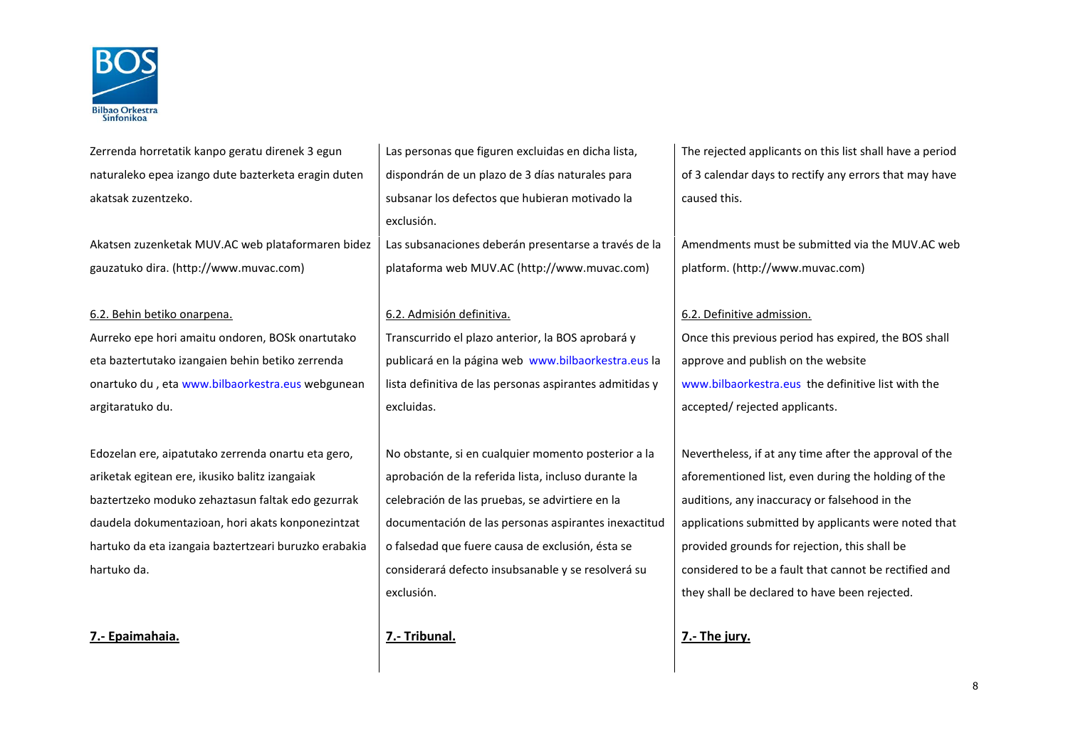Zerrenda horretatik kanpo geratu direnek 3 egun naturaleko epea izango dute bazterketa eragin duten akatsak zuzentzeko.

Akatsen zuzenketak MUV.AC web plataformaren bidez gauzatuko dira. (http://www.muvac.com)

6.2. Behin betiko onarpena.

Aurreko epe hori amaitu ondoren, BOSk onartutako eta baztertutako izangaien behin betiko zerrenda onartuko du , eta www.bilbaorkestra.eus webgunean argitaratuko du.

Edozelan ere, aipatutako zerrenda onartu eta gero, ariketak egitean ere, ikusiko balitz izangaiak baztertzeko moduko zehaztasun faltak edo gezurrak daudela dokumentazioan, hori akats konponezintzat hartuko da eta izangaia baztertzeari buruzko erabakia hartuko da.

**7.- Epaimahaia.**

Las personas que figuren excluidas en dicha lista, dispondrán de un plazo de 3 días naturales para subsanar los defectos que hubieran motivado la exclusión.

Las subsanaciones deberán presentarse a través de la plataforma web MUV.AC (http://www.muvac.com)

6.2. Admisión definitiva.

Transcurrido el plazo anterior, la BOS aprobará y publicará en la página web www.bilbaorkestra.eus la lista definitiva de las personas aspirantes admitidas y excluidas.

No obstante, si en cualquier momento posterior a la aprobación de la referida lista, incluso durante la celebración de las pruebas, se advirtiere en la documentación de las personas aspirantes inexactitud o falsedad que fuere causa de exclusión, ésta se considerará defecto insubsanable y se resolverá su exclusión.

**7.- Tribunal.**

The rejected applicants on this list shall have a period of 3 calendar days to rectify any errors that may have caused this.

Amendments must be submitted via the MUV.AC web platform. (http://www.muvac.com)

6.2. Definitive admission.

Once this previous period has expired, the BOS shall approve and publish on the website www.bilbaorkestra.eus the definitive list with the accepted/ rejected applicants.

Nevertheless, if at any time after the approval of the aforementioned list, even during the holding of the auditions, any inaccuracy or falsehood in the applications submitted by applicants were noted that provided grounds for rejection, this shall be considered to be a fault that cannot be rectified and they shall be declared to have been rejected.

**7.- The jury.**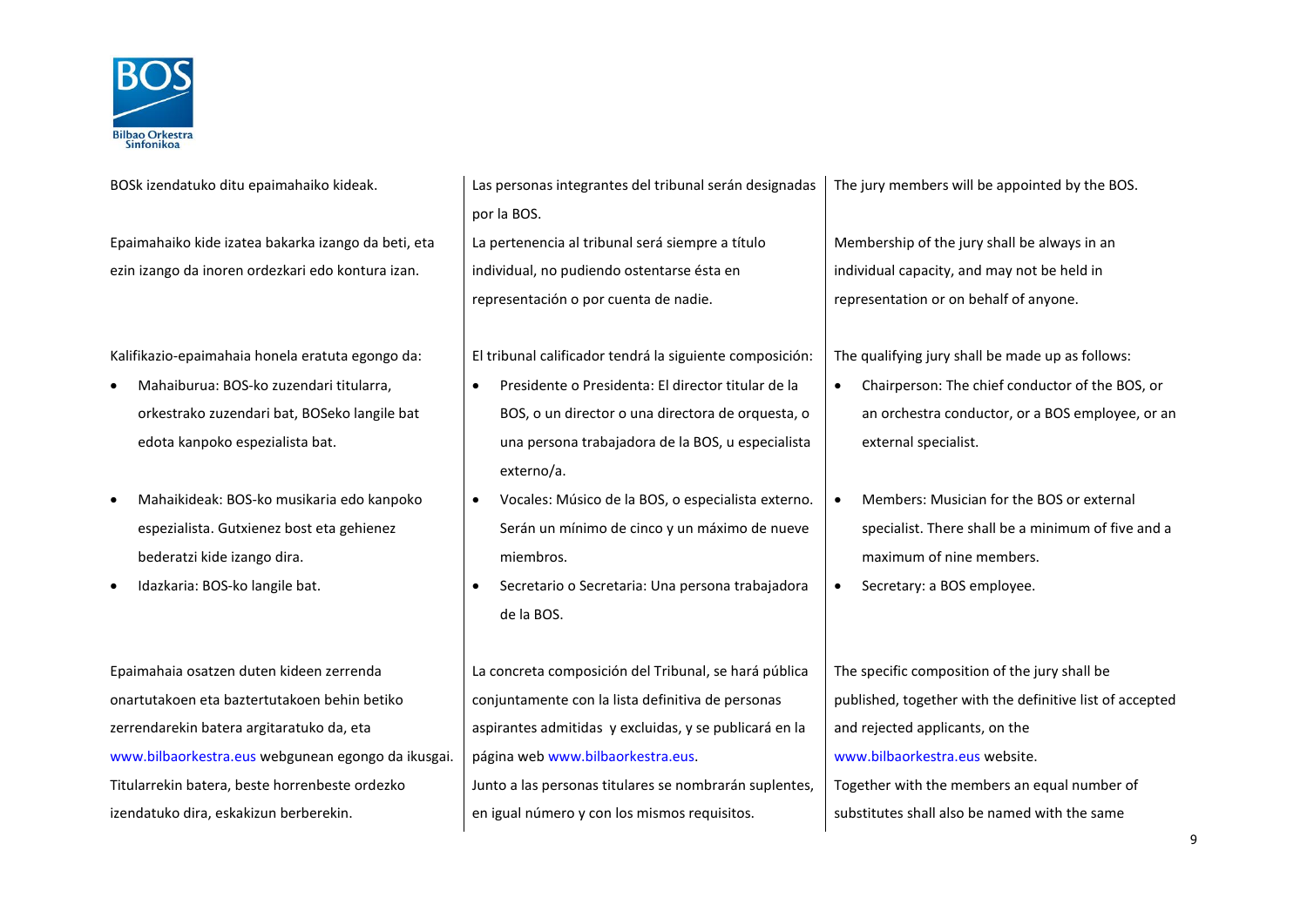BOSk izendatuko ditu epaimahaiko kideak.

Epaimahaiko kide izatea bakarka izango da beti, eta ezin izango da inoren ordezkari edo kontura izan.

Kalifikazio-epaimahaia honela eratuta egongo da:

- Mahaiburua: BOS-ko zuzendari titularra, orkestrako zuzendari bat, BOSeko langile bat edota kanpoko espezialista bat.
- Mahaikideak: BOS-ko musikaria edo kanpoko espezialista. Gutxienez bost eta gehienez bederatzi kide izango dira.
- Idazkaria: BOS-ko langile bat.

Epaimahaia osatzen duten kideen zerrenda onartutakoen eta baztertutakoen behin betiko zerrendarekin batera argitaratuko da, eta www.bilbaorkestra.eus webgunean egongo da ikusgai.
Titularrekin batera, beste horrenbeste ordezko izendatuko dira, eskakizun berberekin.

Las personas integrantes del tribunal serán designadas por la BOS.
La pertenencia al tribunal será siempre a título individual, no pudiendo ostentarse ésta en representación o por cuenta de nadie.

El tribunal calificador tendrá la siguiente composición:

- Presidente o Presidenta: El director titular de la BOS, o un director o una directora de orquesta, o una persona trabajadora de la BOS, u especialista externo/a.
- Vocales: Músico de la BOS, o especialista externo. Serán un mínimo de cinco y un máximo de nueve miembros.
- Secretario o Secretaria: Una persona trabajadora de la BOS.

La concreta composición del Tribunal, se hará pública conjuntamente con la lista definitiva de personas aspirantes admitidas y excluidas, y se publicará en la página web www.bilbaorkestra.eus.
Junto a las personas titulares se nombrarán suplentes, en igual número y con los mismos requisitos.

The jury members will be appointed by the BOS.

Membership of the jury shall be always in an individual capacity, and may not be held in representation or on behalf of anyone.

The qualifying jury shall be made up as follows:

- Chairperson: The chief conductor of the BOS, or an orchestra conductor, or a BOS employee, or an external specialist.
- Members: Musician for the BOS or external specialist. There shall be a minimum of five and a maximum of nine members.
- Secretary: a BOS employee.

The specific composition of the jury shall be published, together with the definitive list of accepted and rejected applicants, on the www.bilbaorkestra.eus website.
Together with the members an equal number of substitutes shall also be named with the same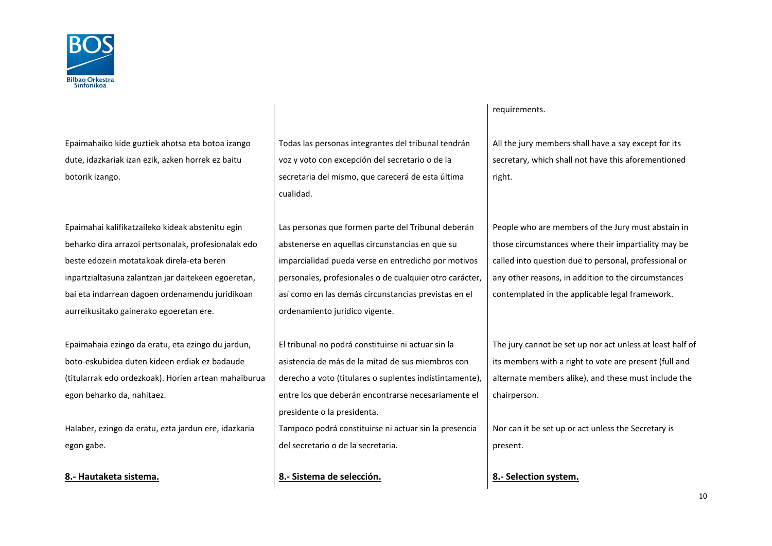requirements.

Epaimahaiko kide guztiek ahotsa eta botoa izango dute, idazkariak izan ezik, azken horrek ez baitu botorik izango.

Epaimahai kalifikatzaileko kideak abstenitu egin beharko dira arrazoi pertsonalak, profesionalak edo beste edozein motatakoak direla-eta beren inpartzialtasuna zalantzan jar daitekeen egoeretan, bai eta indarrean dagoen ordenamendu juridikoan aurreikusitako gainerako egoeretan ere.

Epaimahaia ezingo da eratu, eta ezingo du jardun, boto-eskubidea duten kideen erdiak ez badaude (titularrak edo ordezkoak). Horien artean mahaiburua egon beharko da, nahitaez.

Halaber, ezingo da eratu, ezta jardun ere, idazkaria egon gabe.

**8.- Hautaketa sistema.**

Todas las personas integrantes del tribunal tendrán voz y voto con excepción del secretario o de la secretaria del mismo, que carecerá de esta última cualidad.

Las personas que formen parte del Tribunal deberán abstenerse en aquellas circunstancias en que su imparcialidad pueda verse en entredicho por motivos personales, profesionales o de cualquier otro carácter, así como en las demás circunstancias previstas en el ordenamiento jurídico vigente.

El tribunal no podrá constituirse ni actuar sin la asistencia de más de la mitad de sus miembros con derecho a voto (titulares o suplentes indistintamente), entre los que deberán encontrarse necesariamente el presidente o la presidenta.

Tampoco podrá constituirse ni actuar sin la presencia del secretario o de la secretaria.

**8.- Sistema de selección.**

All the jury members shall have a say except for its secretary, which shall not have this aforementioned right.

People who are members of the Jury must abstain in those circumstances where their impartiality may be called into question due to personal, professional or any other reasons, in addition to the circumstances contemplated in the applicable legal framework.

The jury cannot be set up nor act unless at least half of its members with a right to vote are present (full and alternate members alike), and these must include the chairperson.

Nor can it be set up or act unless the Secretary is present.

**8.- Selection system.**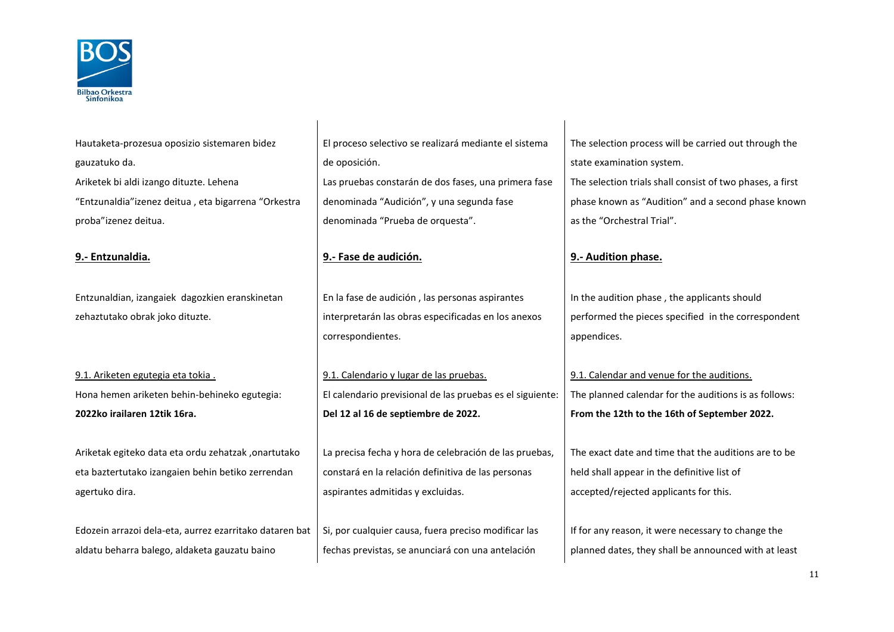Hautaketa-prozesua oposizio sistemaren bidez gauzatuko da.
Ariketek bi aldi izango dituzte. Lehena "Entzunaldia"izenez deitua , eta bigarrena "Orkestra proba"izenez deitua.

**9.- Entzunaldia.**

Entzunaldian, izangaiek dagozkien eranskinetan zehaztutako obrak joko dituzte.

9.1. Ariketen egutegia eta tokia .
Hona hemen ariketen behin-behineko egutegia:
**2022ko irailaren 12tik 16ra.**

Ariketak egiteko data eta ordu zehatzak ,onartutako eta baztertutako izangaien behin betiko zerrendan agertuko dira.

Edozein arrazoi dela-eta, aurrez ezarritako dataren bat aldatu beharra balego, aldaketa gauzatu baino

El proceso selectivo se realizará mediante el sistema de oposición.
Las pruebas constarán de dos fases, una primera fase denominada "Audición", y una segunda fase denominada "Prueba de orquesta".

**9.- Fase de audición.**

En la fase de audición , las personas aspirantes interpretarán las obras especificadas en los anexos correspondientes.

9.1. Calendario y lugar de las pruebas.
El calendario previsional de las pruebas es el siguiente:
**Del 12 al 16 de septiembre de 2022.**

La precisa fecha y hora de celebración de las pruebas, constará en la relación definitiva de las personas aspirantes admitidas y excluidas.

Si, por cualquier causa, fuera preciso modificar las fechas previstas, se anunciará con una antelación

The selection process will be carried out through the state examination system.
The selection trials shall consist of two phases, a first phase known as "Audition" and a second phase known as the "Orchestral Trial".

**9.- Audition phase.**

In the audition phase , the applicants should performed the pieces specified in the correspondent appendices.

9.1. Calendar and venue for the auditions.
The planned calendar for the auditions is as follows:
**From the 12th to the 16th of September 2022.**

The exact date and time that the auditions are to be held shall appear in the definitive list of accepted/rejected applicants for this.

If for any reason, it were necessary to change the planned dates, they shall be announced with at least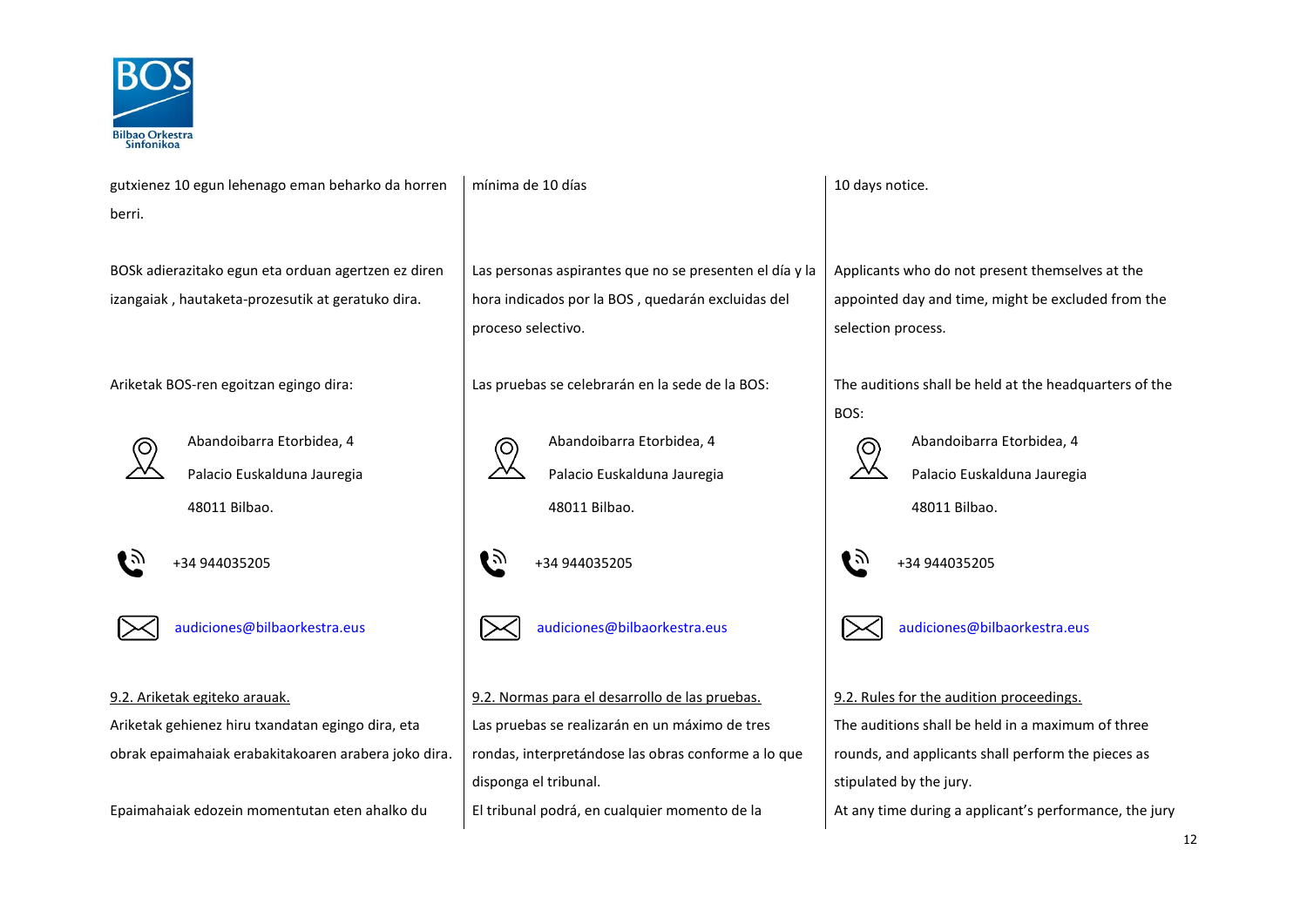gutxienez 10 egun lehenago eman beharko da horren berri.

BOSk adierazitako egun eta orduan agertzen ez diren izangaiak , hautaketa-prozesutik at geratuko dira.

Ariketak BOS-ren egoitzan egingo dira:

Abandoibarra Etorbidea, 4
Palacio Euskalduna Jauregia
48011 Bilbao.

+34 944035205

audiciones@bilbaorkestra.eus

9.2. Ariketak egiteko arauak.

Ariketak gehienez hiru txandatan egingo dira, eta obrak epaimahaiak erabakitakoaren arabera joko dira.

Epaimahaiak edozein momentutan eten ahalko du

mínima de 10 días

Las personas aspirantes que no se presenten el día y la hora indicados por la BOS , quedarán excluidas del proceso selectivo.

Las pruebas se celebrarán en la sede de la BOS:

Abandoibarra Etorbidea, 4
Palacio Euskalduna Jauregia
48011 Bilbao.

+34 944035205

audiciones@bilbaorkestra.eus

9.2. Normas para el desarrollo de las pruebas.

Las pruebas se realizarán en un máximo de tres rondas, interpretándose las obras conforme a lo que disponga el tribunal.

El tribunal podrá, en cualquier momento de la

10 days notice.

Applicants who do not present themselves at the appointed day and time, might be excluded from the selection process.

The auditions shall be held at the headquarters of the BOS:

Abandoibarra Etorbidea, 4
Palacio Euskalduna Jauregia
48011 Bilbao.

+34 944035205

audiciones@bilbaorkestra.eus

9.2. Rules for the audition proceedings.

The auditions shall be held in a maximum of three rounds, and applicants shall perform the pieces as stipulated by the jury.

At any time during a applicant's performance, the jury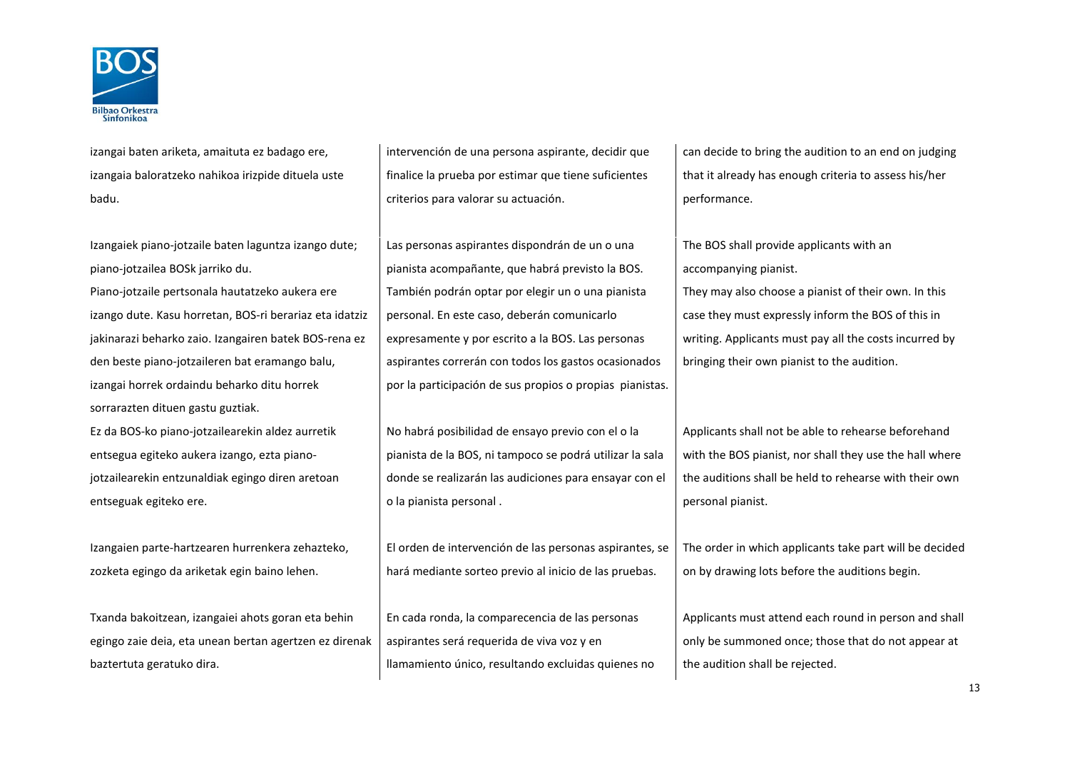izangai baten ariketa, amaituta ez badago ere, izangaia baloratzeko nahikoa irizpide dituela uste badu.

Izangaiek piano-jotzaile baten laguntza izango dute; piano-jotzailea BOSk jarriko du.
Piano-jotzaile pertsonala hautatzeko aukera ere izango dute. Kasu horretan, BOS-ri berariaz eta idatziz jakinarazi beharko zaio. Izangairen batek BOS-rena ez den beste piano-jotzaileren bat eramango balu, izangai horrek ordaindu beharko ditu horrek sorrarazten dituen gastu guztiak.
Ez da BOS-ko piano-jotzailearekin aldez aurretik entsegua egiteko aukera izango, ezta piano-jotzailearekin entzunaldiak egingo diren aretoan entseguak egiteko ere.

Izangaien parte-hartzearen hurrenkera zehazteko, zozketa egingo da ariketak egin baino lehen.

Txanda bakoitzean, izangaiei ahots goran eta behin egingo zaie deia, eta unean bertan agertzen ez direnak baztertuta geratuko dira.

intervención de una persona aspirante, decidir que finalice la prueba por estimar que tiene suficientes criterios para valorar su actuación.

Las personas aspirantes dispondrán de un o una pianista acompañante, que habrá previsto la BOS. También podrán optar por elegir un o una pianista personal. En este caso, deberán comunicarlo expresamente y por escrito a la BOS. Las personas aspirantes correrán con todos los gastos ocasionados por la participación de sus propios o propias pianistas.

No habrá posibilidad de ensayo previo con el o la pianista de la BOS, ni tampoco se podrá utilizar la sala donde se realizarán las audiciones para ensayar con el o la pianista personal .

El orden de intervención de las personas aspirantes, se hará mediante sorteo previo al inicio de las pruebas.

En cada ronda, la comparecencia de las personas aspirantes será requerida de viva voz y en llamamiento único, resultando excluidas quienes no

can decide to bring the audition to an end on judging that it already has enough criteria to assess his/her performance.

The BOS shall provide applicants with an accompanying pianist.
They may also choose a pianist of their own. In this case they must expressly inform the BOS of this in writing. Applicants must pay all the costs incurred by bringing their own pianist to the audition.

Applicants shall not be able to rehearse beforehand with the BOS pianist, nor shall they use the hall where the auditions shall be held to rehearse with their own personal pianist.

The order in which applicants take part will be decided on by drawing lots before the auditions begin.

Applicants must attend each round in person and shall only be summoned once; those that do not appear at the audition shall be rejected.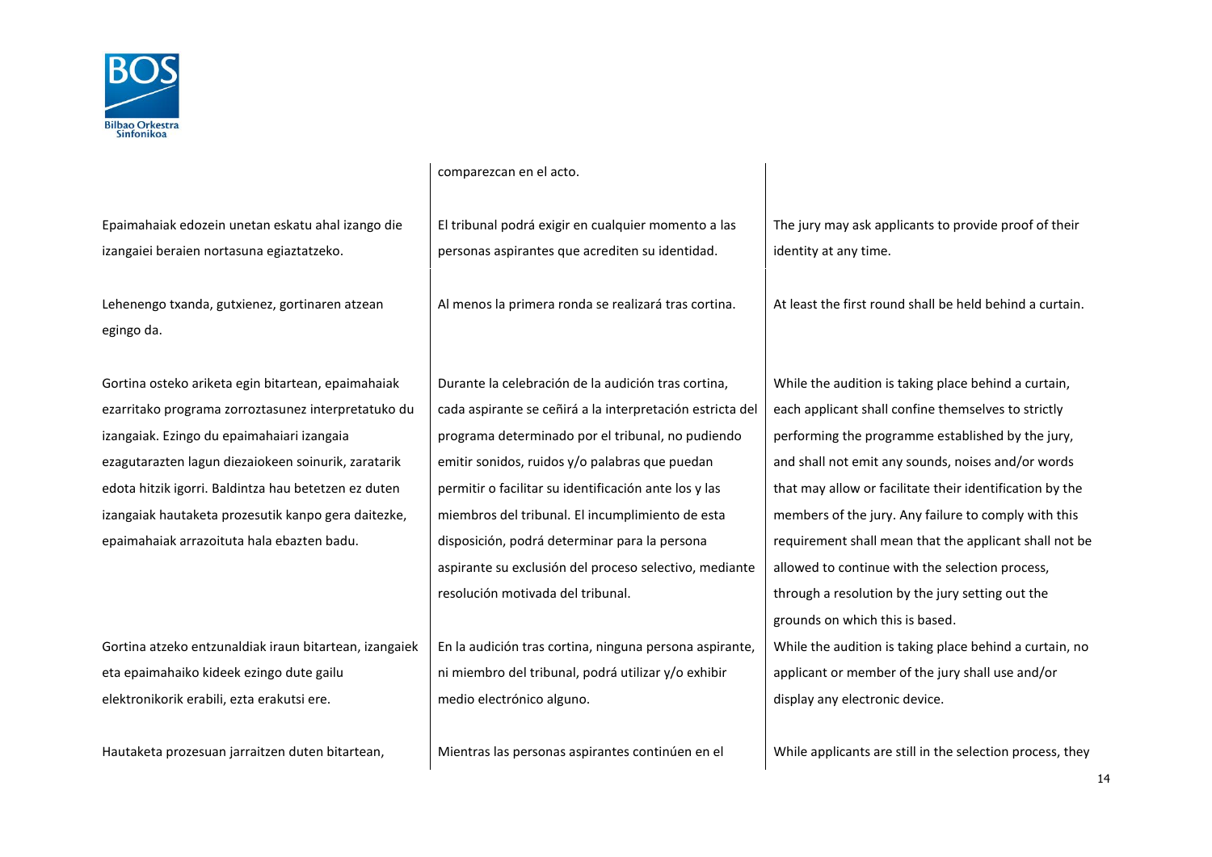| | | |
|---|---|---|
| | comparezcan en el acto. | |
| Epaimahaiak edozein unetan eskatu ahal izango die izangaiei beraien nortasuna egiaztatzeko. | El tribunal podrá exigir en cualquier momento a las personas aspirantes que acrediten su identidad. | The jury may ask applicants to provide proof of their identity at any time. |
| Lehenengo txanda, gutxienez, gortinaren atzean egingo da. | Al menos la primera ronda se realizará tras cortina. | At least the first round shall be held behind a curtain. |
| Gortina osteko ariketa egin bitartean, epaimahaiak ezarritako programa zorroztasunez interpretatuko du izangaiak. Ezingo du epaimahaiari izangaia ezagutarazten lagun diezaiokeen soinurik, zaratarik edota hitzik igorri. Baldintza hau betetzen ez duten izangaiak hautaketa prozesutik kanpo gera daitezke, epaimahaiak arrazoituta hala ebazten badu. | Durante la celebración de la audición tras cortina, cada aspirante se ceñirá a la interpretación estricta del programa determinado por el tribunal, no pudiendo emitir sonidos, ruidos y/o palabras que puedan permitir o facilitar su identificación ante los y las miembros del tribunal. El incumplimiento de esta disposición, podrá determinar para la persona aspirante su exclusión del proceso selectivo, mediante resolución motivada del tribunal. | While the audition is taking place behind a curtain, each applicant shall confine themselves to strictly performing the programme established by the jury, and shall not emit any sounds, noises and/or words that may allow or facilitate their identification by the members of the jury. Any failure to comply with this requirement shall mean that the applicant shall not be allowed to continue with the selection process, through a resolution by the jury setting out the grounds on which this is based. |
| Gortina atzeko entzunaldiak iraun bitartean, izangaiek eta epaimahaiko kideek ezingo dute gailu elektronikorik erabili, ezta erakutsi ere. | En la audición tras cortina, ninguna persona aspirante, ni miembro del tribunal, podrá utilizar y/o exhibir medio electrónico alguno. | While the audition is taking place behind a curtain, no applicant or member of the jury shall use and/or display any electronic device. |
| Hautaketa prozesuan jarraitzen duten bitartean, | Mientras las personas aspirantes continúen en el | While applicants are still in the selection process, they |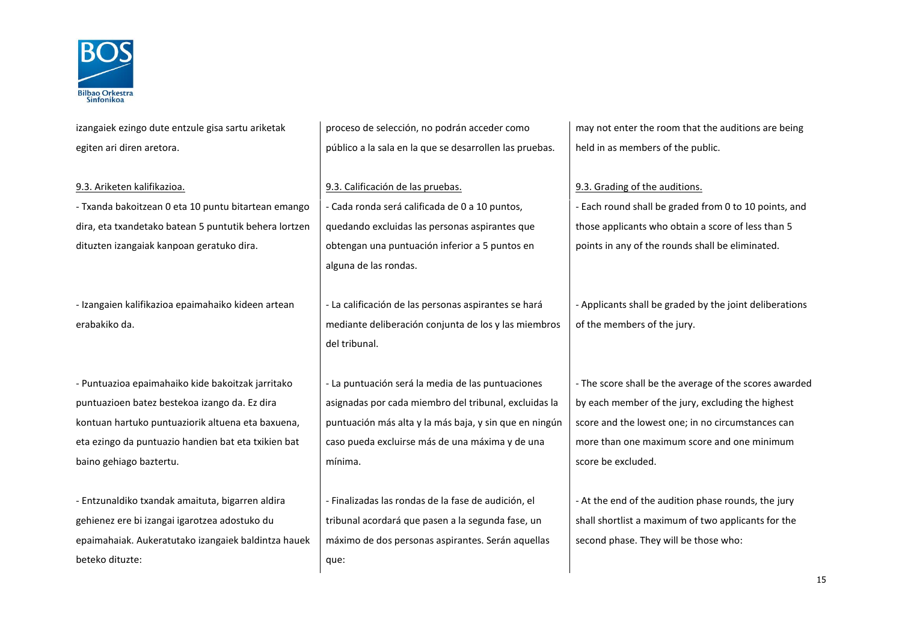izangaiek ezingo dute entzule gisa sartu ariketak egiten ari diren aretora.

9.3. Ariketen kalifikazioa.

- Txanda bakoitzean 0 eta 10 puntu bitartean emango dira, eta txandetako batean 5 puntutik behera lortzen dituzten izangaiak kanpoan geratuko dira.

- Izangaien kalifikazioa epaimahaiko kideen artean erabakiko da.

- Puntuazioa epaimahaiko kide bakoitzak jarritako puntuazioen batez bestekoa izango da. Ez dira kontuan hartuko puntuaziorik altuena eta baxuena, eta ezingo da puntuazio handien bat eta txikien bat baino gehiago baztertu.

- Entzunaldiko txandak amaituta, bigarren aldira gehienez ere bi izangai igarotzea adostuko du epaimahaiak. Aukeratutako izangaiek baldintza hauek beteko dituzte:

proceso de selección, no podrán acceder como público a la sala en la que se desarrollen las pruebas.

9.3. Calificación de las pruebas.

- Cada ronda será calificada de 0 a 10 puntos, quedando excluidas las personas aspirantes que obtengan una puntuación inferior a 5 puntos en alguna de las rondas.

- La calificación de las personas aspirantes se hará mediante deliberación conjunta de los y las miembros del tribunal.

- La puntuación será la media de las puntuaciones asignadas por cada miembro del tribunal, excluidas la puntuación más alta y la más baja, y sin que en ningún caso pueda excluirse más de una máxima y de una mínima.

- Finalizadas las rondas de la fase de audición, el tribunal acordará que pasen a la segunda fase, un máximo de dos personas aspirantes. Serán aquellas que:

may not enter the room that the auditions are being held in as members of the public.

9.3. Grading of the auditions.

- Each round shall be graded from 0 to 10 points, and those applicants who obtain a score of less than 5 points in any of the rounds shall be eliminated.

- Applicants shall be graded by the joint deliberations of the members of the jury.

- The score shall be the average of the scores awarded by each member of the jury, excluding the highest score and the lowest one; in no circumstances can more than one maximum score and one minimum score be excluded.

- At the end of the audition phase rounds, the jury shall shortlist a maximum of two applicants for the second phase. They will be those who: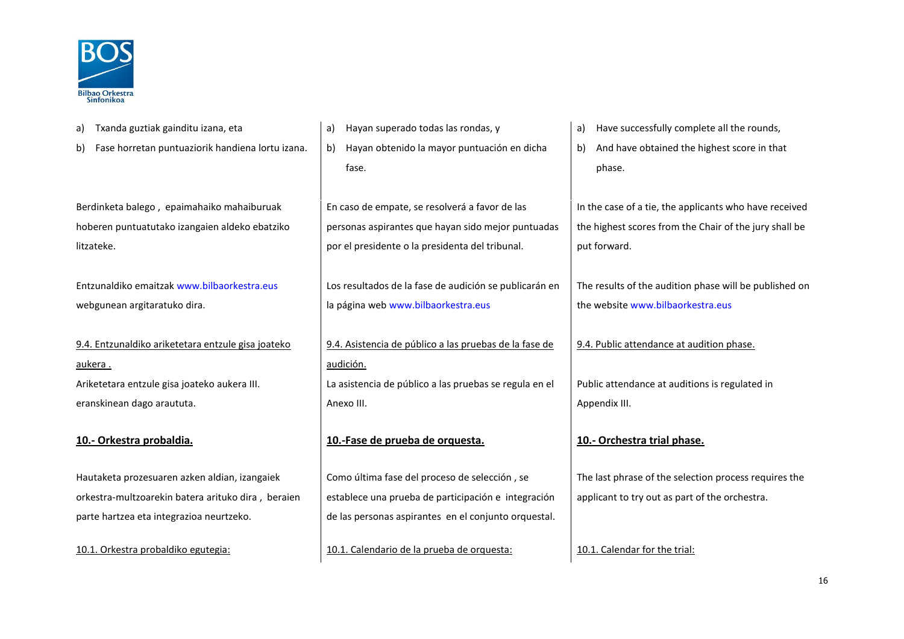a) Txanda guztiak gainditu izana, eta

b) Fase horretan puntuaziorik handiena lortu izana.

Berdinketa balego , epaimahaiko mahaiburuak hoberen puntuatutako izangaien aldeko ebatziko litzateke.

Entzunaldiko emaitzak www.bilbaorkestra.eus webgunean argitaratuko dira.

9.4. Entzunaldiko ariketetara entzule gisa joateko aukera .

Ariketetara entzule gisa joateko aukera III. eranskinean dago araututa.

**10.- Orkestra probaldia.**

Hautaketa prozesuaren azken aldian, izangaiek orkestra-multzoarekin batera arituko dira , beraien parte hartzea eta integrazioa neurtzeko.

10.1. Orkestra probaldiko egutegia:

a) Hayan superado todas las rondas, y

b) Hayan obtenido la mayor puntuación en dicha fase.

En caso de empate, se resolverá a favor de las personas aspirantes que hayan sido mejor puntuadas por el presidente o la presidenta del tribunal.

Los resultados de la fase de audición se publicarán en la página web www.bilbaorkestra.eus

9.4. Asistencia de público a las pruebas de la fase de audición.

La asistencia de público a las pruebas se regula en el Anexo III.

**10.-Fase de prueba de orquesta.**

Como última fase del proceso de selección , se establece una prueba de participación e integración de las personas aspirantes en el conjunto orquestal.

10.1. Calendario de la prueba de orquesta:

a) Have successfully complete all the rounds,

b) And have obtained the highest score in that phase.

In the case of a tie, the applicants who have received the highest scores from the Chair of the jury shall be put forward.

The results of the audition phase will be published on the website www.bilbaorkestra.eus

9.4. Public attendance at audition phase.

Public attendance at auditions is regulated in Appendix III.

**10.- Orchestra trial phase.**

The last phrase of the selection process requires the applicant to try out as part of the orchestra.

10.1. Calendar for the trial: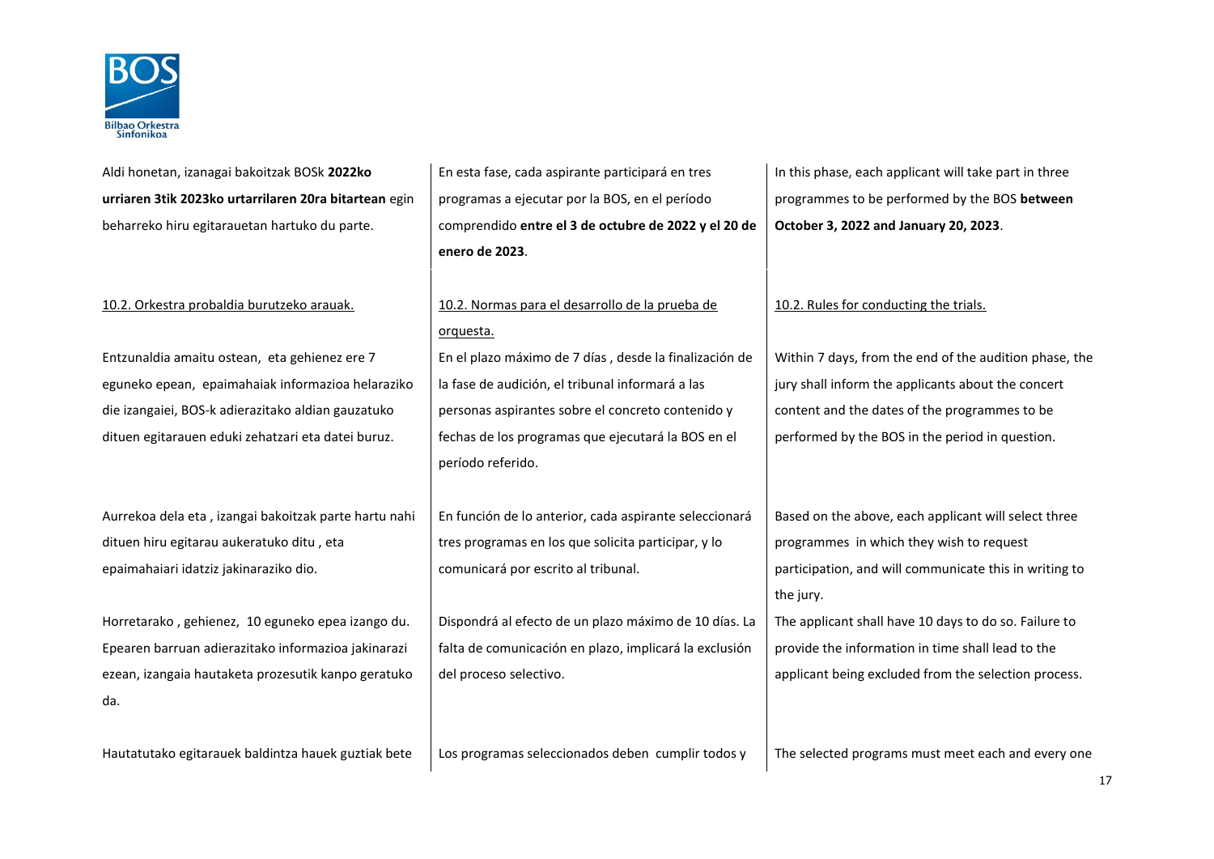| | | |
|---|---|---|
| Aldi honetan, izanagai bakoitzak BOSk **2022ko urriaren 3tik 2023ko urtarrilaren 20ra bitartean** egin beharreko hiru egitarauetan hartuko du parte. | En esta fase, cada aspirante participará en tres programas a ejecutar por la BOS, en el período comprendido **entre el 3 de octubre de 2022 y el 20 de enero de 2023**. | In this phase, each applicant will take part in three programmes to be performed by the BOS **between October 3, 2022 and January 20, 2023**. |
| 10.2. Orkestra probaldia burutzeko arauak. | 10.2. Normas para el desarrollo de la prueba de orquesta. | 10.2. Rules for conducting the trials. |
| Entzunaldia amaitu ostean, eta gehienez ere 7 eguneko epean, epaimahaiak informazioa helaraziko die izangaiei, BOS-k adierazitako aldian gauzatuko dituen egitarauen eduki zehatzari eta datei buruz. | En el plazo máximo de 7 días , desde la finalización de la fase de audición, el tribunal informará a las personas aspirantes sobre el concreto contenido y fechas de los programas que ejecutará la BOS en el período referido. | Within 7 days, from the end of the audition phase, the jury shall inform the applicants about the concert content and the dates of the programmes to be performed by the BOS in the period in question. |
| Aurrekoa dela eta , izangai bakoitzak parte hartu nahi dituen hiru egitarau aukeratuko ditu , eta epaimahaiari idatziz jakinaraziko dio. | En función de lo anterior, cada aspirante seleccionará tres programas en los que solicita participar, y lo comunicará por escrito al tribunal. | Based on the above, each applicant will select three programmes in which they wish to request participation, and will communicate this in writing to the jury. |
| Horretarako , gehienez, 10 eguneko epea izango du. Epearen barruan adierazitako informazioa jakinarazi ezean, izangaia hautaketa prozesutik kanpo geratuko da. | Dispondrá al efecto de un plazo máximo de 10 días. La falta de comunicación en plazo, implicará la exclusión del proceso selectivo. | The applicant shall have 10 days to do so. Failure to provide the information in time shall lead to the applicant being excluded from the selection process. |
| Hautatutako egitarauek baldintza hauek guztiak bete | Los programas seleccionados deben cumplir todos y | The selected programs must meet each and every one |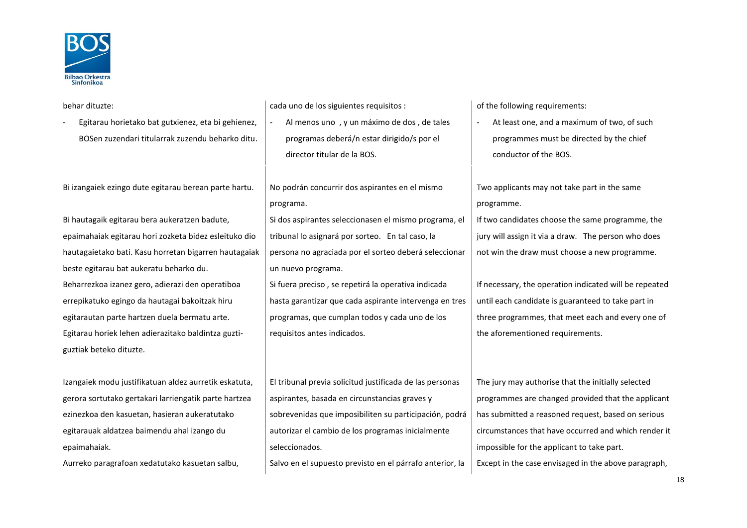behar dituzte:

- Egitarau horietako bat gutxienez, eta bi gehienez, BOSen zuzendari titularrak zuzendu beharko ditu.

Bi izangaiek ezingo dute egitarau berean parte hartu.

Bi hautagaik egitarau bera aukeratzen badute, epaimahaiak egitarau hori zozketa bidez esleituko dio hautagaietako bati. Kasu horretan bigarren hautagaiak beste egitarau bat aukeratu beharko du.
Beharrezkoa izanez gero, adierazi den operatiboa errepikatuko egingo da hautagai bakoitzak hiru egitarautan parte hartzen duela bermatu arte. Egitarau horiek lehen adierazitako baldintza guzti-guztiak beteko dituzte.

Izangaiek modu justifikatuan aldez aurretik eskatuta, gerora sortutako gertakari larriengatik parte hartzea ezinezkoa den kasuetan, hasieran aukeratutako egitarauak aldatzea baimendu ahal izango du epaimahaiak.
Aurreko paragrafoan xedatutako kasuetan salbu,

cada uno de los siguientes requisitos :

- Al menos uno , y un máximo de dos , de tales programas deberá/n estar dirigido/s por el director titular de la BOS.

No podrán concurrir dos aspirantes en el mismo programa.
Si dos aspirantes seleccionasen el mismo programa, el tribunal lo asignará por sorteo. En tal caso, la persona no agraciada por el sorteo deberá seleccionar un nuevo programa.
Si fuera preciso , se repetirá la operativa indicada hasta garantizar que cada aspirante intervenga en tres programas, que cumplan todos y cada uno de los requisitos antes indicados.

El tribunal previa solicitud justificada de las personas aspirantes, basada en circunstancias graves y sobrevenidas que imposibiliten su participación, podrá autorizar el cambio de los programas inicialmente seleccionados.
Salvo en el supuesto previsto en el párrafo anterior, la

of the following requirements:

- At least one, and a maximum of two, of such programmes must be directed by the chief conductor of the BOS.

Two applicants may not take part in the same programme.
If two candidates choose the same programme, the jury will assign it via a draw. The person who does not win the draw must choose a new programme.

If necessary, the operation indicated will be repeated until each candidate is guaranteed to take part in three programmes, that meet each and every one of the aforementioned requirements.

The jury may authorise that the initially selected programmes are changed provided that the applicant has submitted a reasoned request, based on serious circumstances that have occurred and which render it impossible for the applicant to take part.
Except in the case envisaged in the above paragraph,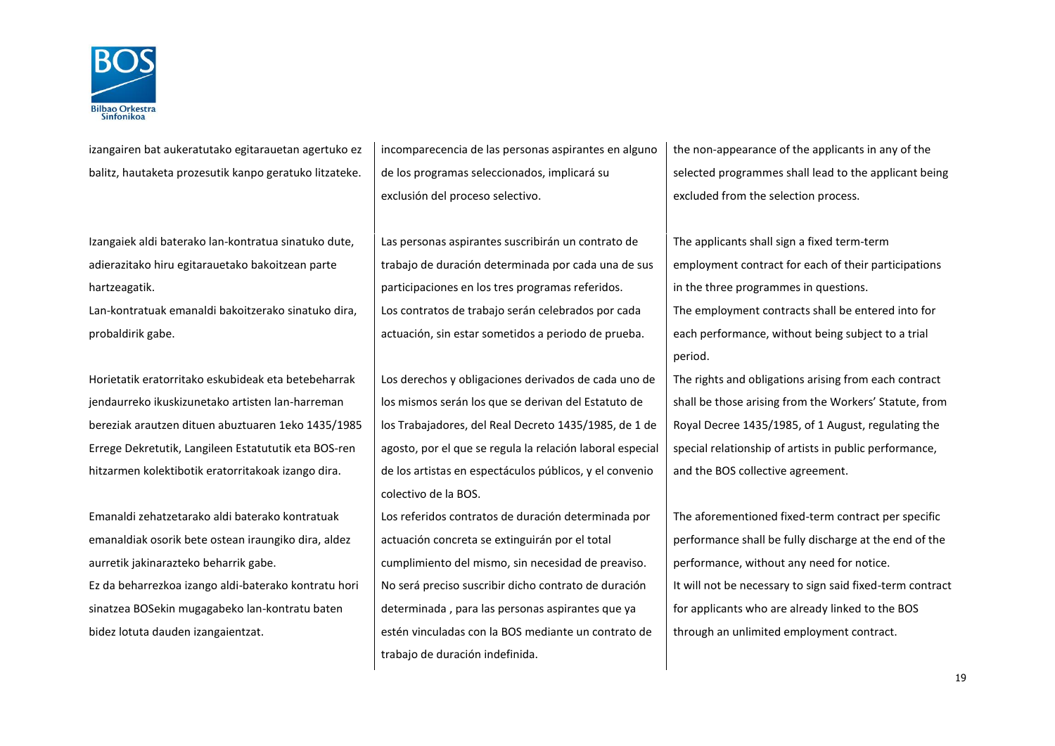| | | |
|---|---|---|
| izangairen bat aukeratutako egitarauetan agertuko ez balitz, hautaketa prozesutik kanpo geratuko litzateke. | incomparecencia de las personas aspirantes en alguno de los programas seleccionados, implicará su exclusión del proceso selectivo. | the non-appearance of the applicants in any of the selected programmes shall lead to the applicant being excluded from the selection process. |
| Izangaiek aldi baterako lan-kontratua sinatuko dute, adierazitako hiru egitarauetako bakoitzean parte hartzeagatik.<br>Lan-kontratuak emanaldi bakoitzerako sinatuko dira, probaldirik gabe. | Las personas aspirantes suscribirán un contrato de trabajo de duración determinada por cada una de sus participaciones en los tres programas referidos.<br>Los contratos de trabajo serán celebrados por cada actuación, sin estar sometidos a periodo de prueba. | The applicants shall sign a fixed term-term employment contract for each of their participations in the three programmes in questions.<br>The employment contracts shall be entered into for each performance, without being subject to a trial period. |
| Horietatik eratorritako eskubideak eta betebeharrak jendaurreko ikuskizunetako artisten lan-harreman bereziak arautzen dituen abuztuaren 1eko 1435/1985 Errege Dekretutik, Langileen Estatututik eta BOS-ren hitzarmen kolektibotik eratorritakoak izango dira. | Los derechos y obligaciones derivados de cada uno de los mismos serán los que se derivan del Estatuto de los Trabajadores, del Real Decreto 1435/1985, de 1 de agosto, por el que se regula la relación laboral especial de los artistas en espectáculos públicos, y el convenio colectivo de la BOS. | The rights and obligations arising from each contract shall be those arising from the Workers' Statute, from Royal Decree 1435/1985, of 1 August, regulating the special relationship of artists in public performance, and the BOS collective agreement. |
| Emanaldi zehatzetarako aldi baterako kontratuak emanaldiak osorik bete ostean iraungiko dira, aldez aurretik jakinarazteko beharrik gabe.<br>Ez da beharrezkoa izango aldi-baterako kontratu hori sinatzea BOSekin mugagabeko lan-kontratu baten bidez lotuta dauden izangaientzat. | Los referidos contratos de duración determinada por actuación concreta se extinguirán por el total cumplimiento del mismo, sin necesidad de preaviso.<br>No será preciso suscribir dicho contrato de duración determinada , para las personas aspirantes que ya estén vinculadas con la BOS mediante un contrato de trabajo de duración indefinida. | The aforementioned fixed-term contract per specific performance shall be fully discharge at the end of the performance, without any need for notice.<br>It will not be necessary to sign said fixed-term contract for applicants who are already linked to the BOS through an unlimited employment contract. |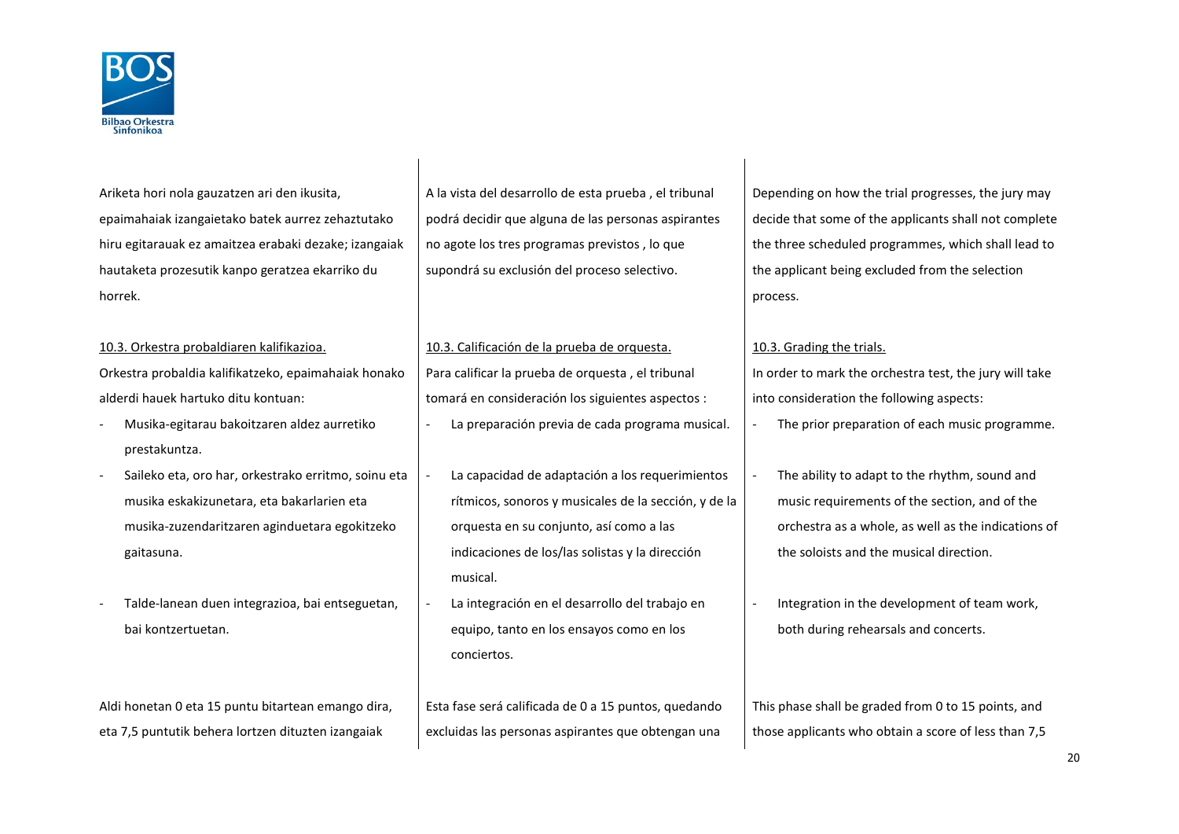Ariketa hori nola gauzatzen ari den ikusita, epaimahaiak izangaietako batek aurrez zehaztutako hiru egitarauak ez amaitzea erabaki dezake; izangaiak hautaketa prozesutik kanpo geratzea ekarriko du horrek.

A la vista del desarrollo de esta prueba , el tribunal podrá decidir que alguna de las personas aspirantes no agote los tres programas previstos , lo que supondrá su exclusión del proceso selectivo.

Depending on how the trial progresses, the jury may decide that some of the applicants shall not complete the three scheduled programmes, which shall lead to the applicant being excluded from the selection process.

10.3. Orkestra probaldiaren kalifikazioa.

Orkestra probaldia kalifikatzeko, epaimahaiak honako alderdi hauek hartuko ditu kontuan:

- Musika-egitarau bakoitzaren aldez aurretiko prestakuntza.
- Saileko eta, oro har, orkestrako erritmo, soinu eta musika eskakizunetara, eta bakarlarien eta musika-zuzendaritzaren aginduetara egokitzeko gaitasuna.
- Talde-lanean duen integrazioa, bai entseguetan, bai kontzertuetan.

10.3. Calificación de la prueba de orquesta.

Para calificar la prueba de orquesta , el tribunal tomará en consideración los siguientes aspectos :

- La preparación previa de cada programa musical.
- La capacidad de adaptación a los requerimientos rítmicos, sonoros y musicales de la sección, y de la orquesta en su conjunto, así como a las indicaciones de los/las solistas y la dirección musical.
- La integración en el desarrollo del trabajo en equipo, tanto en los ensayos como en los conciertos.

10.3. Grading the trials.

In order to mark the orchestra test, the jury will take into consideration the following aspects:

- The prior preparation of each music programme.
- The ability to adapt to the rhythm, sound and music requirements of the section, and of the orchestra as a whole, as well as the indications of the soloists and the musical direction.
- Integration in the development of team work, both during rehearsals and concerts.

Aldi honetan 0 eta 15 puntu bitartean emango dira, eta 7,5 puntutik behera lortzen dituzten izangaiak

Esta fase será calificada de 0 a 15 puntos, quedando excluidas las personas aspirantes que obtengan una

This phase shall be graded from 0 to 15 points, and those applicants who obtain a score of less than 7,5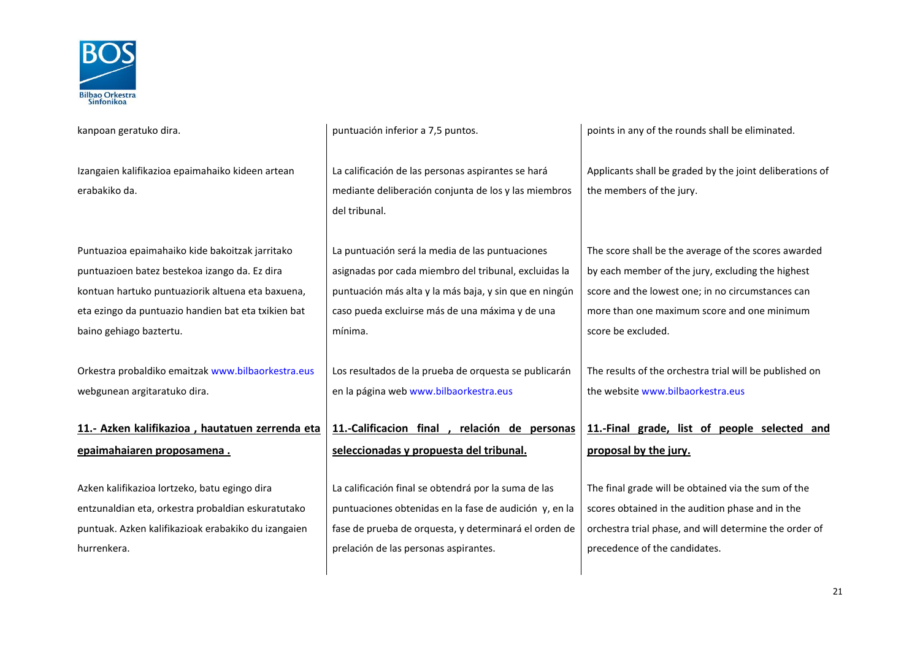kanpoan geratuko dira.

Izangaien kalifikazioa epaimahaiko kideen artean erabakiko da.

Puntuazioa epaimahaiko kide bakoitzak jarritako puntuazioen batez bestekoa izango da. Ez dira kontuan hartuko puntuaziorik altuena eta baxuena, eta ezingo da puntuazio handien bat eta txikien bat baino gehiago baztertu.

Orkestra probaldiko emaitzak www.bilbaorkestra.eus webgunean argitaratuko dira.

## 11.- Azken kalifikazioa , hautatuen zerrenda eta epaimahaiaren proposamena .

Azken kalifikazioa lortzeko, batu egingo dira entzunaldian eta, orkestra probaldian eskuratutako puntuak. Azken kalifikazioak erabakiko du izangaien hurrenkera.

puntuación inferior a 7,5 puntos.

La calificación de las personas aspirantes se hará mediante deliberación conjunta de los y las miembros del tribunal.

La puntuación será la media de las puntuaciones asignadas por cada miembro del tribunal, excluidas la puntuación más alta y la más baja, y sin que en ningún caso pueda excluirse más de una máxima y de una mínima.

Los resultados de la prueba de orquesta se publicarán en la página web www.bilbaorkestra.eus

## 11.-Calificacion final , relación de personas seleccionadas y propuesta del tribunal.

La calificación final se obtendrá por la suma de las puntuaciones obtenidas en la fase de audición y, en la fase de prueba de orquesta, y determinará el orden de prelación de las personas aspirantes.

points in any of the rounds shall be eliminated.

Applicants shall be graded by the joint deliberations of the members of the jury.

The score shall be the average of the scores awarded by each member of the jury, excluding the highest score and the lowest one; in no circumstances can more than one maximum score and one minimum score be excluded.

The results of the orchestra trial will be published on the website www.bilbaorkestra.eus

## 11.-Final grade, list of people selected and proposal by the jury.

The final grade will be obtained via the sum of the scores obtained in the audition phase and in the orchestra trial phase, and will determine the order of precedence of the candidates.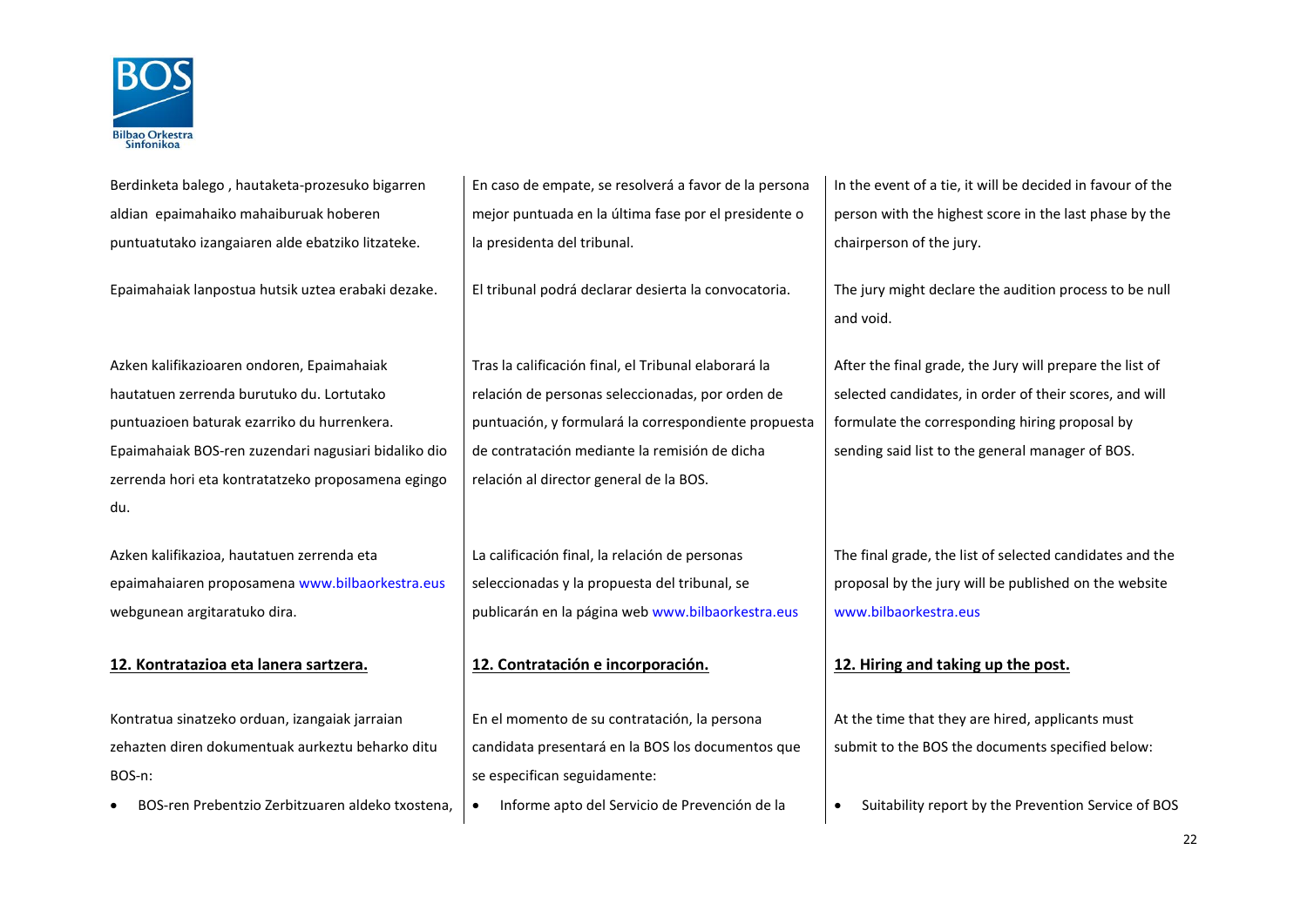Berdinketa balego , hautaketa-prozesuko bigarren aldian epaimahaiko mahaiburuak hoberen puntuatutako izangaiaren alde ebatziko litzateke.

Epaimahaiak lanpostua hutsik uztea erabaki dezake.

Azken kalifikazioaren ondoren, Epaimahaiak hautatuen zerrenda burutuko du. Lortutako puntuazioen baturak ezarriko du hurrenkera. Epaimahaiak BOS-ren zuzendari nagusiari bidaliko dio zerrenda hori eta kontratatzeko proposamena egingo du.

Azken kalifikazioa, hautatuen zerrenda eta epaimahaiaren proposamena www.bilbaorkestra.eus webgunean argitaratuko dira.

## 12. Kontratazioa eta lanera sartzera.

Kontratua sinatzeko orduan, izangaiak jarraian zehazten diren dokumentuak aurkeztu beharko ditu BOS-n:

- BOS-ren Prebentzio Zerbitzuaren aldeko txostena,

En caso de empate, se resolverá a favor de la persona mejor puntuada en la última fase por el presidente o la presidenta del tribunal.

El tribunal podrá declarar desierta la convocatoria.

Tras la calificación final, el Tribunal elaborará la relación de personas seleccionadas, por orden de puntuación, y formulará la correspondiente propuesta de contratación mediante la remisión de dicha relación al director general de la BOS.

La calificación final, la relación de personas seleccionadas y la propuesta del tribunal, se publicarán en la página web www.bilbaorkestra.eus

## 12. Contratación e incorporación.

En el momento de su contratación, la persona candidata presentará en la BOS los documentos que se especifican seguidamente:

- Informe apto del Servicio de Prevención de la

In the event of a tie, it will be decided in favour of the person with the highest score in the last phase by the chairperson of the jury.

The jury might declare the audition process to be null and void.

After the final grade, the Jury will prepare the list of selected candidates, in order of their scores, and will formulate the corresponding hiring proposal by sending said list to the general manager of BOS.

The final grade, the list of selected candidates and the proposal by the jury will be published on the website www.bilbaorkestra.eus

## 12. Hiring and taking up the post.

At the time that they are hired, applicants must submit to the BOS the documents specified below:

- Suitability report by the Prevention Service of BOS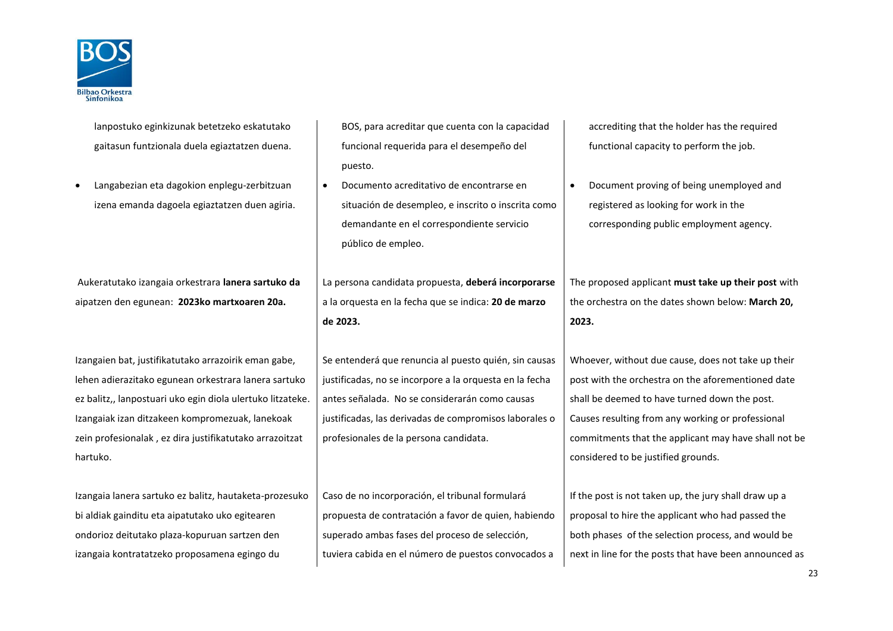lanpostuko eginkizunak betetzeko eskatutako gaitasun funtzionala duela egiaztatzen duena.

- Langabezian eta dagokion enplegu-zerbitzuan izena emanda dagoela egiaztatzen duen agiria.

Aukeratutako izangaia orkestrara **lanera sartuko da** aipatzen den egunean: **2023ko martxoaren 20a.**

Izangaien bat, justifikatutako arrazoirik eman gabe, lehen adierazitako egunean orkestrara lanera sartuko ez balitz,, lanpostuari uko egin diola ulertuko litzateke. Izangaiak izan ditzakeen konpromezuak, lanekoak zein profesionalak , ez dira justifikatutako arrazoitzat hartuko.

Izangaia lanera sartuko ez balitz, hautaketa-prozesuko bi aldiak gainditu eta aipatutako uko egitearen ondorioz deitutako plaza-kopuruan sartzen den izangaia kontratatzeko proposamena egingo du

BOS, para acreditar que cuenta con la capacidad funcional requerida para el desempeño del puesto.

- Documento acreditativo de encontrarse en situación de desempleo, e inscrito o inscrita como demandante en el correspondiente servicio público de empleo.

La persona candidata propuesta, **deberá incorporarse** a la orquesta en la fecha que se indica: **20 de marzo de 2023.**

Se entenderá que renuncia al puesto quién, sin causas justificadas, no se incorpore a la orquesta en la fecha antes señalada. No se considerarán como causas justificadas, las derivadas de compromisos laborales o profesionales de la persona candidata.

Caso de no incorporación, el tribunal formulará propuesta de contratación a favor de quien, habiendo superado ambas fases del proceso de selección, tuviera cabida en el número de puestos convocados a

accrediting that the holder has the required functional capacity to perform the job.

- Document proving of being unemployed and registered as looking for work in the corresponding public employment agency.

The proposed applicant **must take up their post** with the orchestra on the dates shown below: **March 20, 2023.**

Whoever, without due cause, does not take up their post with the orchestra on the aforementioned date shall be deemed to have turned down the post. Causes resulting from any working or professional commitments that the applicant may have shall not be considered to be justified grounds.

If the post is not taken up, the jury shall draw up a proposal to hire the applicant who had passed the both phases of the selection process, and would be next in line for the posts that have been announced as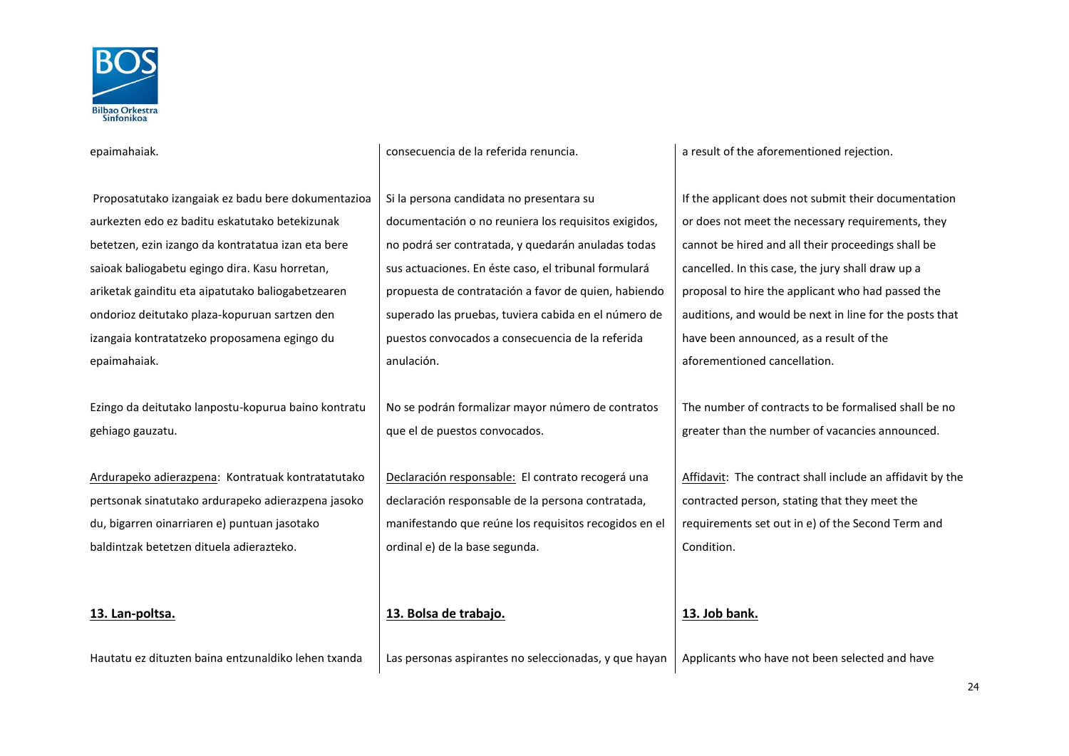epaimahaiak.

Proposatutako izangaiak ez badu bere dokumentazioa aurkezten edo ez baditu eskatutako betekizunak betetzen, ezin izango da kontratatua izan eta bere saioak baliogabetu egingo dira. Kasu horretan, ariketak gainditu eta aipatutako baliogabetzearen ondorioz deitutako plaza-kopuruan sartzen den izangaia kontratatzeko proposamena egingo du epaimahaiak.

Ezingo da deitutako lanpostu-kopurua baino kontratu gehiago gauzatu.

<u>Ardurapeko adierazpena</u>: Kontratuak kontratatutako pertsonak sinatutako ardurapeko adierazpena jasoko du, bigarren oinarriaren e) puntuan jasotako baldintzak betetzen dituela adierazteko.

## 13. Lan-poltsa.

Hautatu ez dituzten baina entzunaldiko lehen txanda

consecuencia de la referida renuncia.

Si la persona candidata no presentara su documentación o no reuniera los requisitos exigidos, no podrá ser contratada, y quedarán anuladas todas sus actuaciones. En éste caso, el tribunal formulará propuesta de contratación a favor de quien, habiendo superado las pruebas, tuviera cabida en el número de puestos convocados a consecuencia de la referida anulación.

No se podrán formalizar mayor número de contratos que el de puestos convocados.

<u>Declaración responsable:</u> El contrato recogerá una declaración responsable de la persona contratada, manifestando que reúne los requisitos recogidos en el ordinal e) de la base segunda.

## 13. Bolsa de trabajo.

Las personas aspirantes no seleccionadas, y que hayan

a result of the aforementioned rejection.

If the applicant does not submit their documentation or does not meet the necessary requirements, they cannot be hired and all their proceedings shall be cancelled. In this case, the jury shall draw up a proposal to hire the applicant who had passed the auditions, and would be next in line for the posts that have been announced, as a result of the aforementioned cancellation.

The number of contracts to be formalised shall be no greater than the number of vacancies announced.

<u>Affidavit</u>: The contract shall include an affidavit by the contracted person, stating that they meet the requirements set out in e) of the Second Term and Condition.

## 13. Job bank.

Applicants who have not been selected and have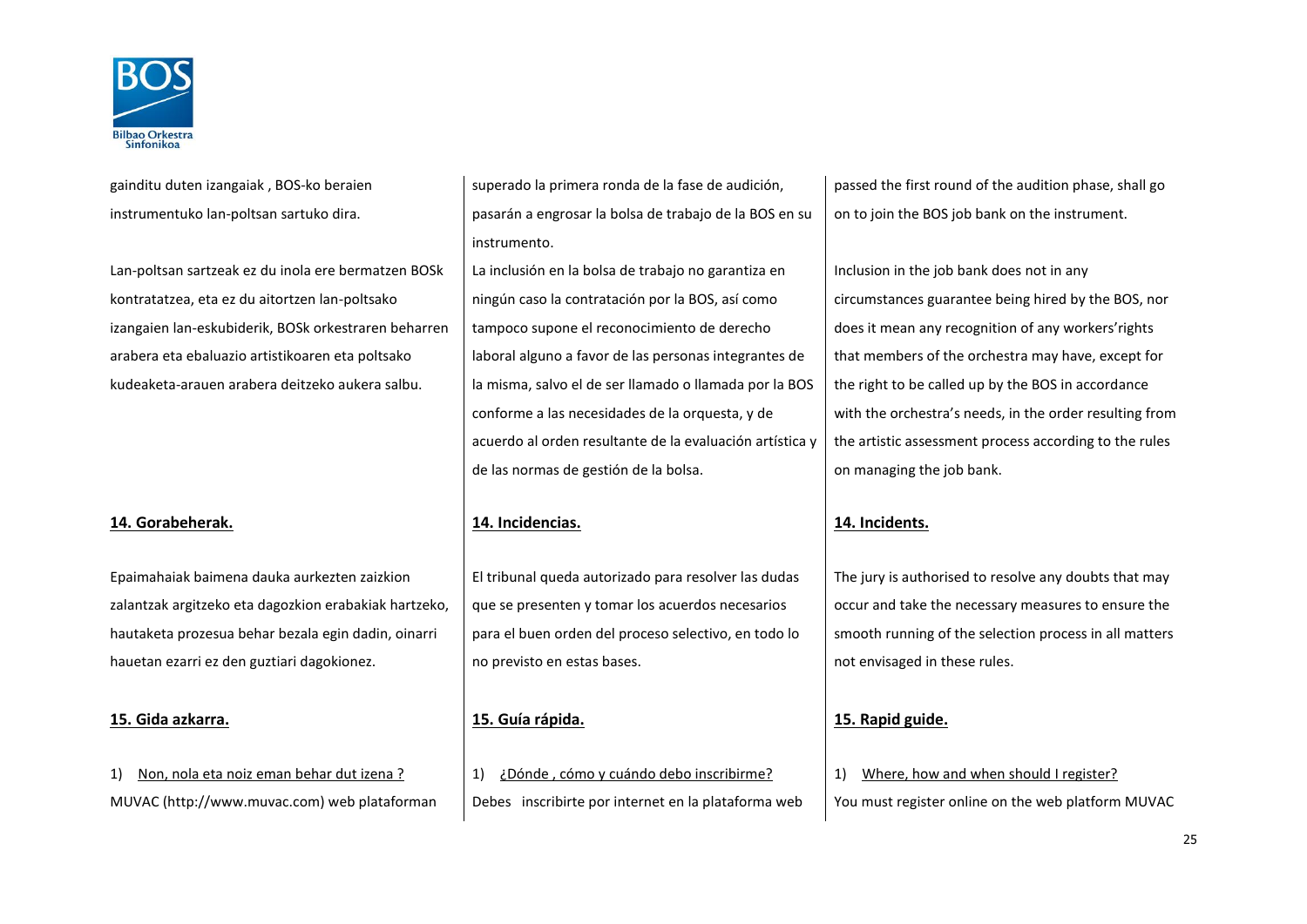gainditu duten izangaiak , BOS-ko beraien instrumentuko lan-poltsan sartuko dira.

Lan-poltsan sartzeak ez du inola ere bermatzen BOSk kontratatzea, eta ez du aitortzen lan-poltsako izangaien lan-eskubiderik, BOSk orkestraren beharren arabera eta ebaluazio artistikoaren eta poltsako kudeaketa-arauen arabera deitzeko aukera salbu.

**14. Gorabeherak.**

Epaimahaiak baimena dauka aurkezten zaizkion zalantzak argitzeko eta dagozkion erabakiak hartzeko, hautaketa prozesua behar bezala egin dadin, oinarri hauetan ezarri ez den guztiari dagokionez.

**15. Gida azkarra.**

1) Non, nola eta noiz eman behar dut izena ?
MUVAC (http://www.muvac.com) web plataforman

superado la primera ronda de la fase de audición, pasarán a engrosar la bolsa de trabajo de la BOS en su instrumento.

La inclusión en la bolsa de trabajo no garantiza en ningún caso la contratación por la BOS, así como tampoco supone el reconocimiento de derecho laboral alguno a favor de las personas integrantes de la misma, salvo el de ser llamado o llamada por la BOS conforme a las necesidades de la orquesta, y de acuerdo al orden resultante de la evaluación artística y de las normas de gestión de la bolsa.

**14. Incidencias.**

El tribunal queda autorizado para resolver las dudas que se presenten y tomar los acuerdos necesarios para el buen orden del proceso selectivo, en todo lo no previsto en estas bases.

**15. Guía rápida.**

1) ¿Dónde , cómo y cuándo debo inscribirme?
Debes inscribirte por internet en la plataforma web

passed the first round of the audition phase, shall go on to join the BOS job bank on the instrument.

Inclusion in the job bank does not in any circumstances guarantee being hired by the BOS, nor does it mean any recognition of any workers'rights that members of the orchestra may have, except for the right to be called up by the BOS in accordance with the orchestra's needs, in the order resulting from the artistic assessment process according to the rules on managing the job bank.

**14. Incidents.**

The jury is authorised to resolve any doubts that may occur and take the necessary measures to ensure the smooth running of the selection process in all matters not envisaged in these rules.

**15. Rapid guide.**

1) Where, how and when should I register?
You must register online on the web platform MUVAC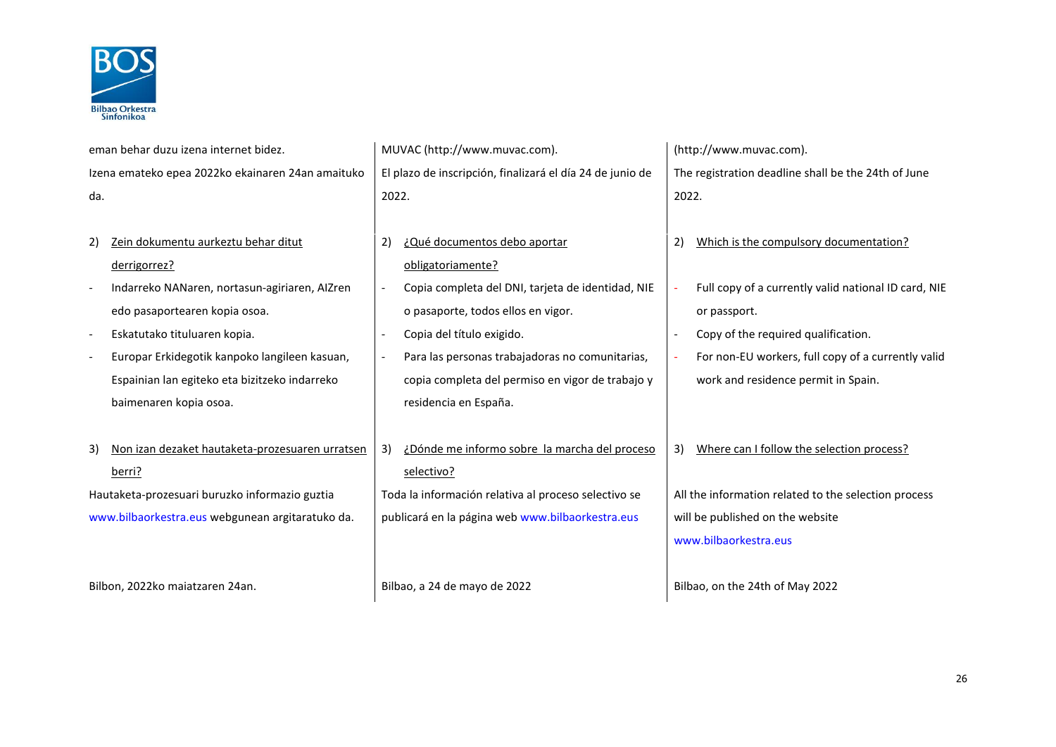eman behar duzu izena internet bidez.

Izena emateko epea 2022ko ekainaren 24an amaituko da.

2) Zein dokumentu aurkeztu behar ditut derrigorrez?

- Indarreko NANaren, nortasun-agiriaren, AIZren edo pasaportearen kopia osoa.
- Eskatutako tituluaren kopia.
- Europar Erkidegotik kanpoko langileen kasuan, Espainian lan egiteko eta bizitzeko indarreko baimenaren kopia osoa.

3) Non izan dezaket hautaketa-prozesuaren urratsen berri?

Hautaketa-prozesuari buruzko informazio guztia www.bilbaorkestra.eus webgunean argitaratuko da.

Bilbon, 2022ko maiatzaren 24an.

MUVAC (http://www.muvac.com).

El plazo de inscripción, finalizará el día 24 de junio de 2022.

2) ¿Qué documentos debo aportar obligatoriamente?

- Copia completa del DNI, tarjeta de identidad, NIE o pasaporte, todos ellos en vigor.
- Copia del título exigido.
- Para las personas trabajadoras no comunitarias, copia completa del permiso en vigor de trabajo y residencia en España.

3) ¿Dónde me informo sobre la marcha del proceso selectivo?

Toda la información relativa al proceso selectivo se publicará en la página web www.bilbaorkestra.eus

Bilbao, a 24 de mayo de 2022

(http://www.muvac.com).

The registration deadline shall be the 24th of June 2022.

2) Which is the compulsory documentation?

- Full copy of a currently valid national ID card, NIE or passport.
- Copy of the required qualification.
- For non-EU workers, full copy of a currently valid work and residence permit in Spain.

3) Where can I follow the selection process?

All the information related to the selection process will be published on the website www.bilbaorkestra.eus

Bilbao, on the 24th of May 2022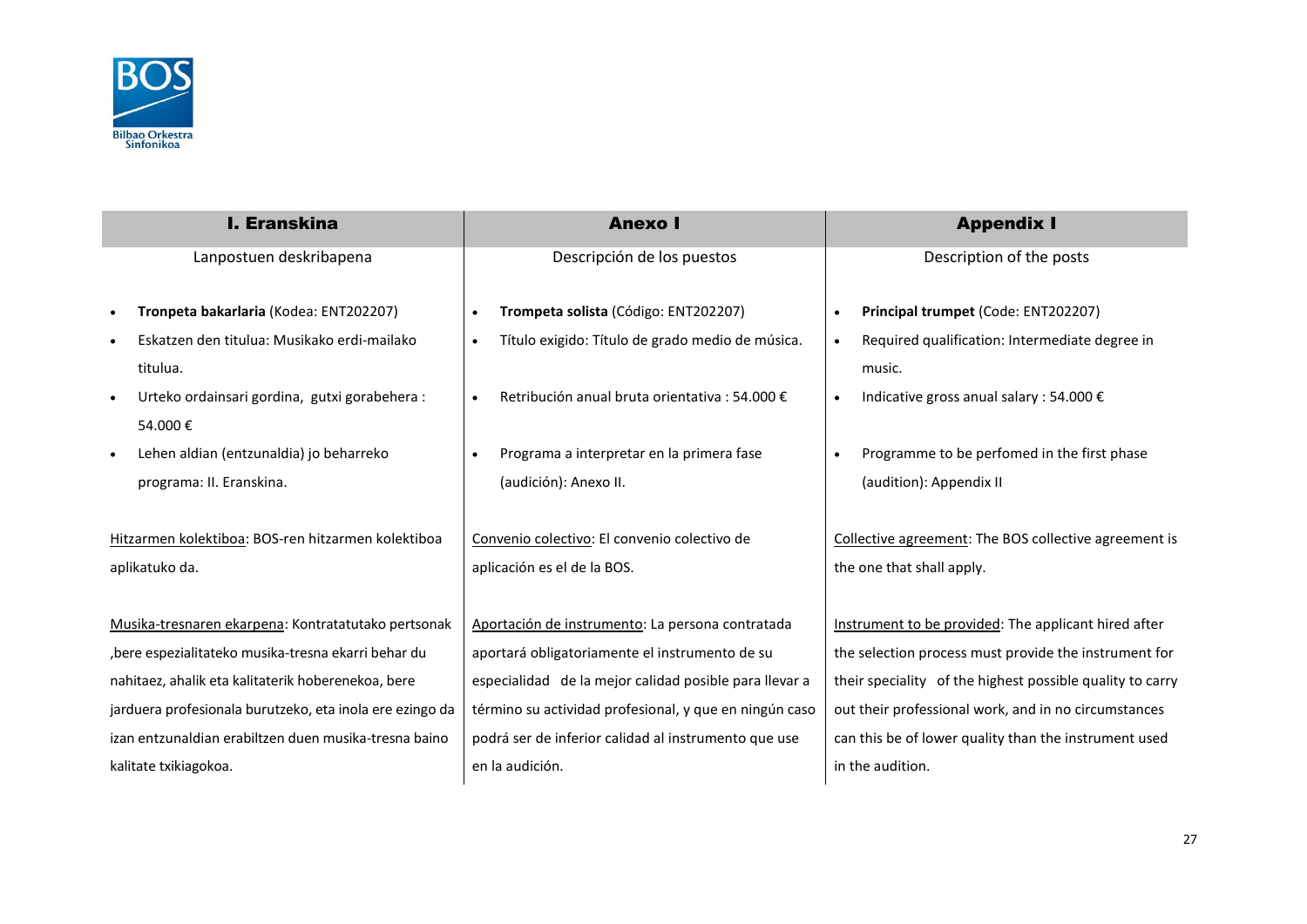| I. Eranskina | Anexo I | Appendix I |
|---|---|---|
| Lanpostuen deskribapena | Descripción de los puestos | Description of the posts |
| • **Tronpeta bakarlaria** (Kodea: ENT202207)<br>• Eskatzen den titulua: Musikako erdi-mailako titulua.<br>• Urteko ordainsari gordina, gutxi gorabehera : 54.000 €<br>• Lehen aldian (entzunaldia) jo beharreko programa: II. Eranskina. | • **Trompeta solista** (Código: ENT202207)<br>• Título exigido: Título de grado medio de música.<br>• Retribución anual bruta orientativa : 54.000 €<br>• Programa a interpretar en la primera fase (audición): Anexo II. | • **Principal trumpet** (Code: ENT202207)<br>• Required qualification: Intermediate degree in music.<br>• Indicative gross anual salary : 54.000 €<br>• Programme to be perfomed in the first phase (audition): Appendix II |
| Hitzarmen kolektiboa: BOS-ren hitzarmen kolektiboa aplikatuko da. | Convenio colectivo: El convenio colectivo de aplicación es el de la BOS. | Collective agreement: The BOS collective agreement is the one that shall apply. |
| Musika-tresnaren ekarpena: Kontratatutako pertsonak ,bere espezialitateko musika-tresna ekarri behar du nahitaez, ahalik eta kalitaterik hoberenekoa, bere jarduera profesionala burutzeko, eta inola ere ezingo da izan entzunaldian erabiltzen duen musika-tresna baino kalitate txikiagokoa. | Aportación de instrumento: La persona contratada aportará obligatoriamente el instrumento de su especialidad de la mejor calidad posible para llevar a término su actividad profesional, y que en ningún caso podrá ser de inferior calidad al instrumento que use en la audición. | Instrument to be provided: The applicant hired after the selection process must provide the instrument for their speciality of the highest possible quality to carry out their professional work, and in no circumstances can this be of lower quality than the instrument used in the audition. |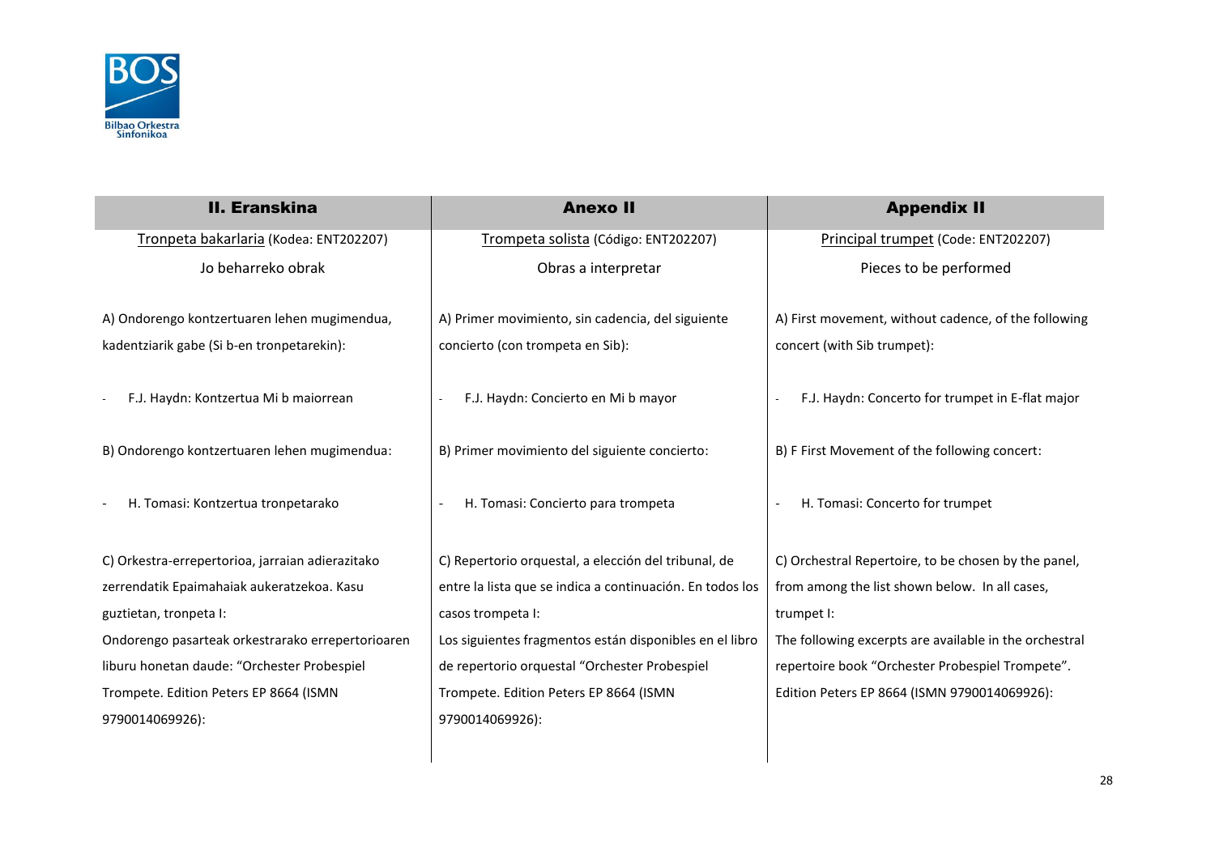| II. Eranskina | Anexo II | Appendix II |
|---|---|---|
| Tronpeta bakarlaria (Kodea: ENT202207) | Trompeta solista (Código: ENT202207) | Principal trumpet (Code: ENT202207) |
| Jo beharreko obrak | Obras a interpretar | Pieces to be performed |
| A) Ondorengo kontzertuaren lehen mugimendua, kadentziarik gabe (Si b-en tronpetarekin): | A) Primer movimiento, sin cadencia, del siguiente concierto (con trompeta en Sib): | A) First movement, without cadence, of the following concert (with Sib trumpet): |
| - F.J. Haydn: Kontzertua Mi b maiorrean | - F.J. Haydn: Concierto en Mi b mayor | - F.J. Haydn: Concerto for trumpet in E-flat major |
| B) Ondorengo kontzertuaren lehen mugimendua: | B) Primer movimiento del siguiente concierto: | B) F First Movement of the following concert: |
| - H. Tomasi: Kontzertua tronpetarako | - H. Tomasi: Concierto para trompeta | - H. Tomasi: Concerto for trumpet |
| C) Orkestra-errepertorioa, jarraian adierazitako zerrendatik Epaimahaiak aukeratzekoa. Kasu guztietan, tronpeta I:<br>Ondorengo pasarteak orkestrarako errepertorioaren liburu honetan daude: "Orchester Probespiel Trompete. Edition Peters EP 8664 (ISMN 9790014069926): | C) Repertorio orquestal, a elección del tribunal, de entre la lista que se indica a continuación. En todos los casos trompeta I:<br>Los siguientes fragmentos están disponibles en el libro de repertorio orquestal "Orchester Probespiel Trompete. Edition Peters EP 8664 (ISMN 9790014069926): | C) Orchestral Repertoire, to be chosen by the panel, from among the list shown below. In all cases, trumpet I:<br>The following excerpts are available in the orchestral repertoire book "Orchester Probespiel Trompete". Edition Peters EP 8664 (ISMN 9790014069926): |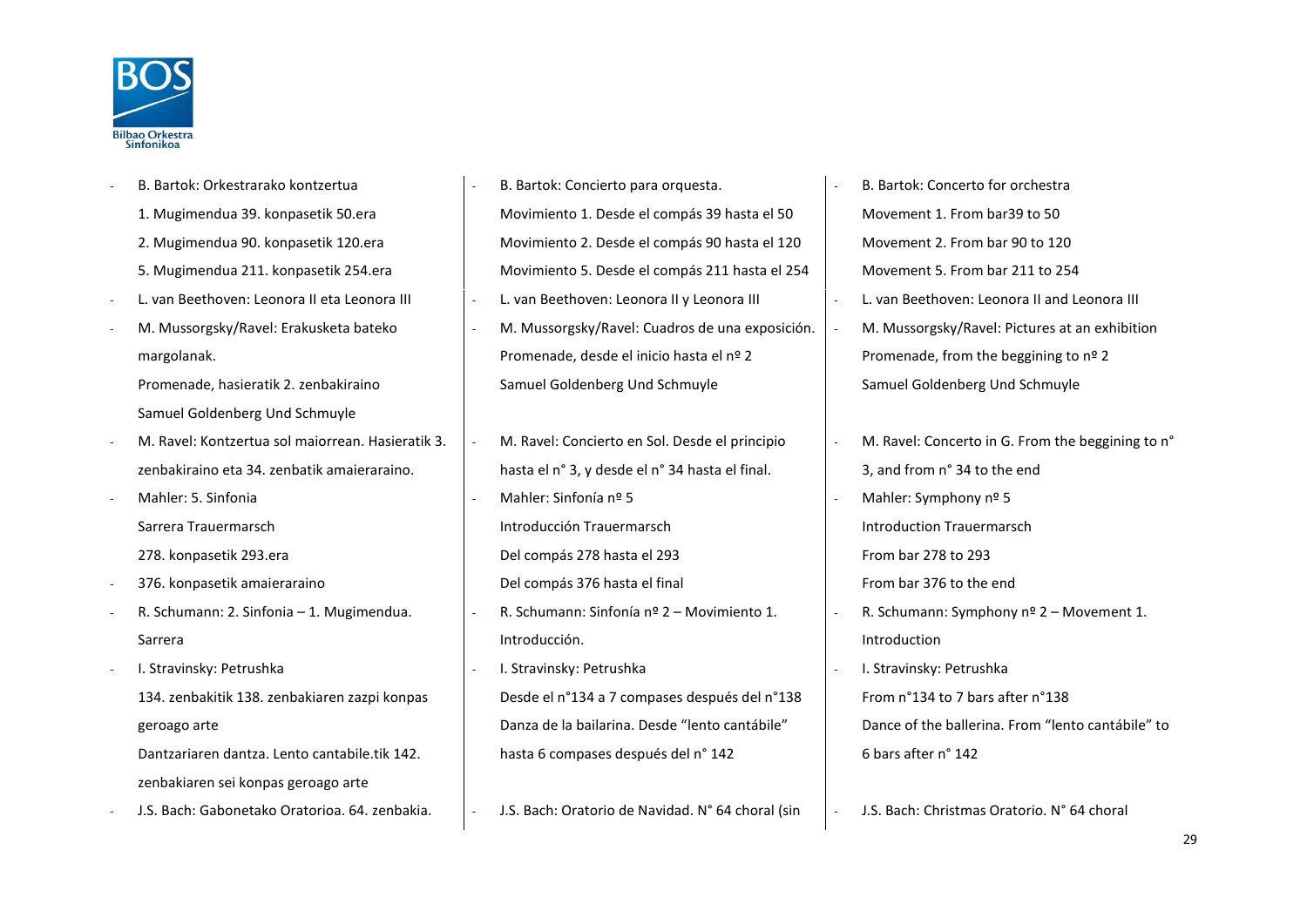- B. Bartok: Orkestrarako kontzertua
  1. Mugimendua 39. konpasetik 50.era
  2. Mugimendua 90. konpasetik 120.era
  5. Mugimendua 211. konpasetik 254.era
- L. van Beethoven: Leonora II eta Leonora III
- M. Mussorgsky/Ravel: Erakusketa bateko margolanak.
  Promenade, hasieratik 2. zenbakiraino
  Samuel Goldenberg Und Schmuyle
- M. Ravel: Kontzertua sol maiorrean. Hasieratik 3. zenbakiraino eta 34. zenbatik amaieraraino.
- Mahler: 5. Sinfonia
  Sarrera Trauermarsch
  278. konpasetik 293.era
- 376. konpasetik amaieraraino
- R. Schumann: 2. Sinfonia – 1. Mugimendua. Sarrera
- I. Stravinsky: Petrushka
  134. zenbakitik 138. zenbakiaren zazpi konpas geroago arte
  Dantzariaren dantza. Lento cantabile.tik 142. zenbakiaren sei konpas geroago arte
- J.S. Bach: Gabonetako Oratorioa. 64. zenbakia.

- B. Bartok: Concierto para orquesta.
  Movimiento 1. Desde el compás 39 hasta el 50
  Movimiento 2. Desde el compás 90 hasta el 120
  Movimiento 5. Desde el compás 211 hasta el 254
- L. van Beethoven: Leonora II y Leonora III
- M. Mussorgsky/Ravel: Cuadros de una exposición.
  Promenade, desde el inicio hasta el nº 2
  Samuel Goldenberg Und Schmuyle
- M. Ravel: Concierto en Sol. Desde el principio hasta el n° 3, y desde el n° 34 hasta el final.
- Mahler: Sinfonía nº 5
  Introducción Trauermarsch
  Del compás 278 hasta el 293
  Del compás 376 hasta el final
- R. Schumann: Sinfonía nº 2 – Movimiento 1. Introducción.
- I. Stravinsky: Petrushka
  Desde el n°134 a 7 compases después del n°138
  Danza de la bailarina. Desde “lento cantábile” hasta 6 compases después del n° 142
- J.S. Bach: Oratorio de Navidad. N° 64 choral (sin

- B. Bartok: Concerto for orchestra
  Movement 1. From bar39 to 50
  Movement 2. From bar 90 to 120
  Movement 5. From bar 211 to 254
- L. van Beethoven: Leonora II and Leonora III
- M. Mussorgsky/Ravel: Pictures at an exhibition
  Promenade, from the beggining to nº 2
  Samuel Goldenberg Und Schmuyle
- M. Ravel: Concerto in G. From the beggining to n° 3, and from n° 34 to the end
- Mahler: Symphony nº 5
  Introduction Trauermarsch
  From bar 278 to 293
  From bar 376 to the end
- R. Schumann: Symphony nº 2 – Movement 1. Introduction
- I. Stravinsky: Petrushka
  From n°134 to 7 bars after n°138
  Dance of the ballerina. From “lento cantábile” to 6 bars after n° 142
- J.S. Bach: Christmas Oratorio. N° 64 choral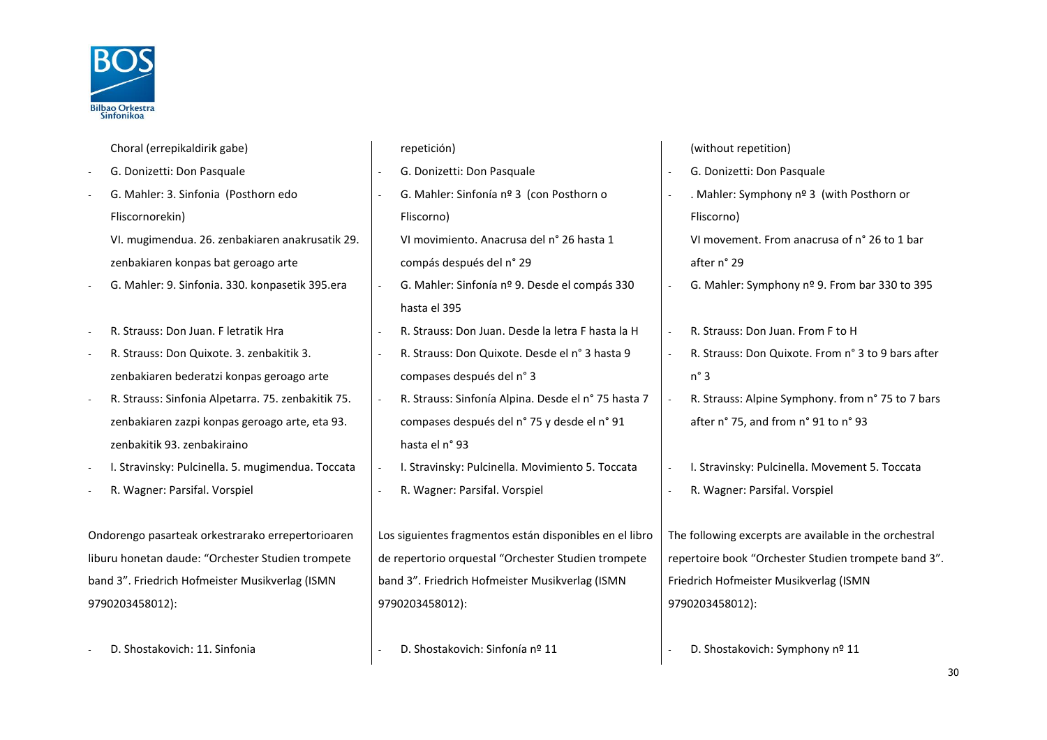Choral (errepikaldirik gabe)

- G. Donizetti: Don Pasquale
- G. Mahler: 3. Sinfonia (Posthorn edo Fliscornorekin)
  VI. mugimendua. 26. zenbakiaren anakrusatik 29. zenbakiaren konpas bat geroago arte
- G. Mahler: 9. Sinfonia. 330. konpasetik 395.era
- R. Strauss: Don Juan. F letratik Hra
- R. Strauss: Don Quixote. 3. zenbakitik 3. zenbakiaren bederatzi konpas geroago arte
- R. Strauss: Sinfonia Alpetarra. 75. zenbakitik 75. zenbakiaren zazpi konpas geroago arte, eta 93. zenbakitik 93. zenbakiraino
- I. Stravinsky: Pulcinella. 5. mugimendua. Toccata
- R. Wagner: Parsifal. Vorspiel

Ondorengo pasarteak orkestrarako errepertorioaren liburu honetan daude: "Orchester Studien trompete band 3". Friedrich Hofmeister Musikverlag (ISMN 9790203458012):

- D. Shostakovich: 11. Sinfonia

repetición)

- G. Donizetti: Don Pasquale
- G. Mahler: Sinfonía nº 3 (con Posthorn o Fliscorno)
  VI movimiento. Anacrusa del n° 26 hasta 1 compás después del n° 29
- G. Mahler: Sinfonía nº 9. Desde el compás 330 hasta el 395
- R. Strauss: Don Juan. Desde la letra F hasta la H
- R. Strauss: Don Quixote. Desde el n° 3 hasta 9 compases después del n° 3
- R. Strauss: Sinfonía Alpina. Desde el n° 75 hasta 7 compases después del n° 75 y desde el n° 91 hasta el n° 93
- I. Stravinsky: Pulcinella. Movimiento 5. Toccata
- R. Wagner: Parsifal. Vorspiel

Los siguientes fragmentos están disponibles en el libro de repertorio orquestal "Orchester Studien trompete band 3". Friedrich Hofmeister Musikverlag (ISMN 9790203458012):

- D. Shostakovich: Sinfonía nº 11

(without repetition)

- G. Donizetti: Don Pasquale
- . Mahler: Symphony nº 3 (with Posthorn or Fliscorno)
  VI movement. From anacrusa of n° 26 to 1 bar after n° 29
- G. Mahler: Symphony nº 9. From bar 330 to 395
- R. Strauss: Don Juan. From F to H
- R. Strauss: Don Quixote. From n° 3 to 9 bars after n° 3
- R. Strauss: Alpine Symphony. from n° 75 to 7 bars after n° 75, and from n° 91 to n° 93
- I. Stravinsky: Pulcinella. Movement 5. Toccata
- R. Wagner: Parsifal. Vorspiel

The following excerpts are available in the orchestral repertoire book "Orchester Studien trompete band 3". Friedrich Hofmeister Musikverlag (ISMN 9790203458012):

- D. Shostakovich: Symphony nº 11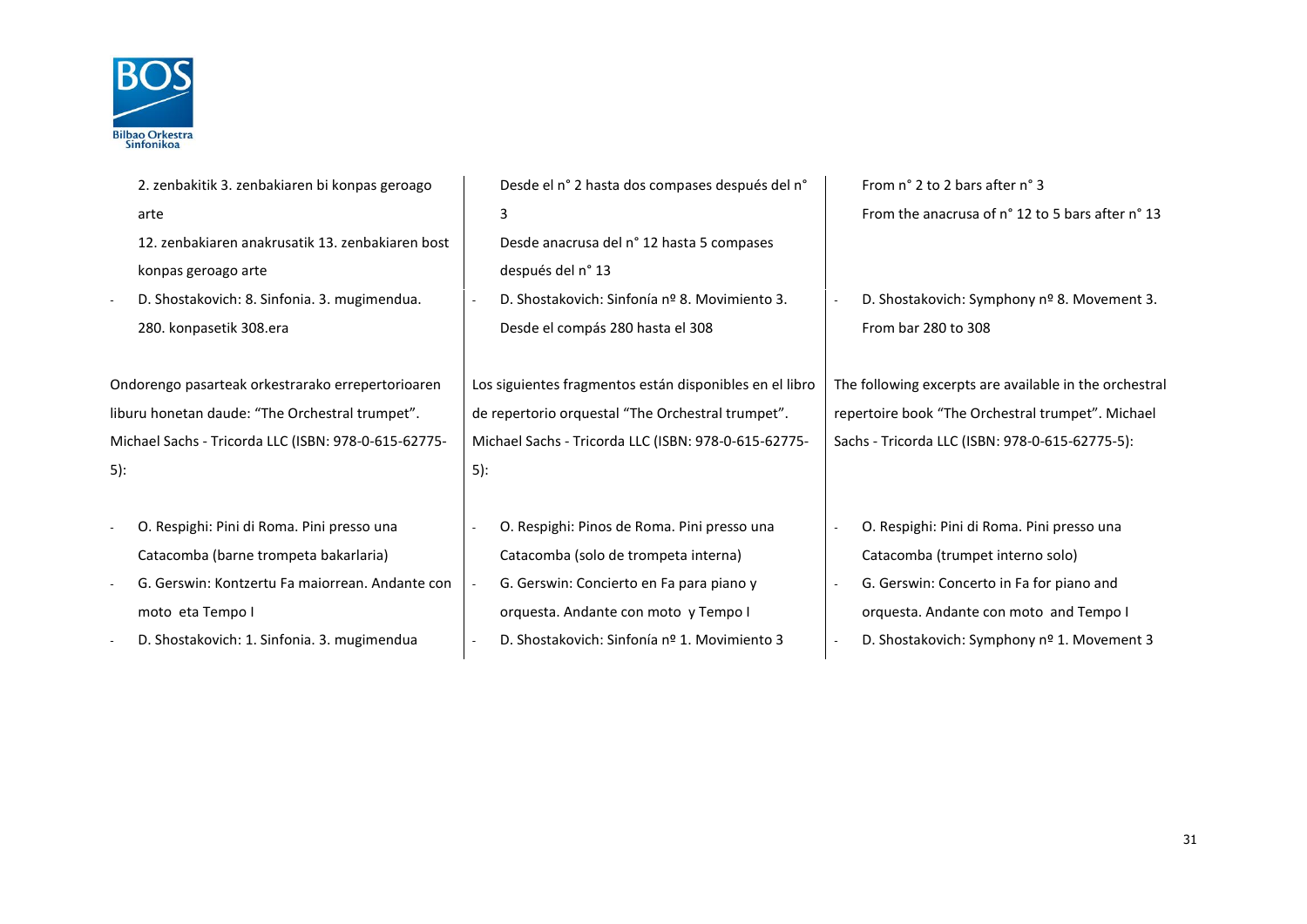2. zenbakitik 3. zenbakiaren bi konpas geroago arte
12. zenbakiaren anakrusatik 13. zenbakiaren bost konpas geroago arte

- D. Shostakovich: 8. Sinfonia. 3. mugimendua. 280. konpasetik 308.era

Ondorengo pasarteak orkestrarako errepertorioaren liburu honetan daude: “The Orchestral trumpet”. Michael Sachs - Tricorda LLC (ISBN: 978-0-615-62775-5):

- O. Respighi: Pini di Roma. Pini presso una Catacomba (barne trompeta bakarlaria)
- G. Gerswin: Kontzertu Fa maiorrean. Andante con moto eta Tempo I
- D. Shostakovich: 1. Sinfonia. 3. mugimendua

Desde el n° 2 hasta dos compases después del n° 3
Desde anacrusa del n° 12 hasta 5 compases después del n° 13

- D. Shostakovich: Sinfonía nº 8. Movimiento 3. Desde el compás 280 hasta el 308

Los siguientes fragmentos están disponibles en el libro de repertorio orquestal “The Orchestral trumpet”. Michael Sachs - Tricorda LLC (ISBN: 978-0-615-62775-5):

- O. Respighi: Pinos de Roma. Pini presso una Catacomba (solo de trompeta interna)
- G. Gerswin: Concierto en Fa para piano y orquesta. Andante con moto y Tempo I
- D. Shostakovich: Sinfonía nº 1. Movimiento 3

From n° 2 to 2 bars after n° 3
From the anacrusa of n° 12 to 5 bars after n° 13

- D. Shostakovich: Symphony nº 8. Movement 3. From bar 280 to 308

The following excerpts are available in the orchestral repertoire book “The Orchestral trumpet”. Michael Sachs - Tricorda LLC (ISBN: 978-0-615-62775-5):

- O. Respighi: Pini di Roma. Pini presso una Catacomba (trumpet interno solo)
- G. Gerswin: Concerto in Fa for piano and orquesta. Andante con moto and Tempo I
- D. Shostakovich: Symphony nº 1. Movement 3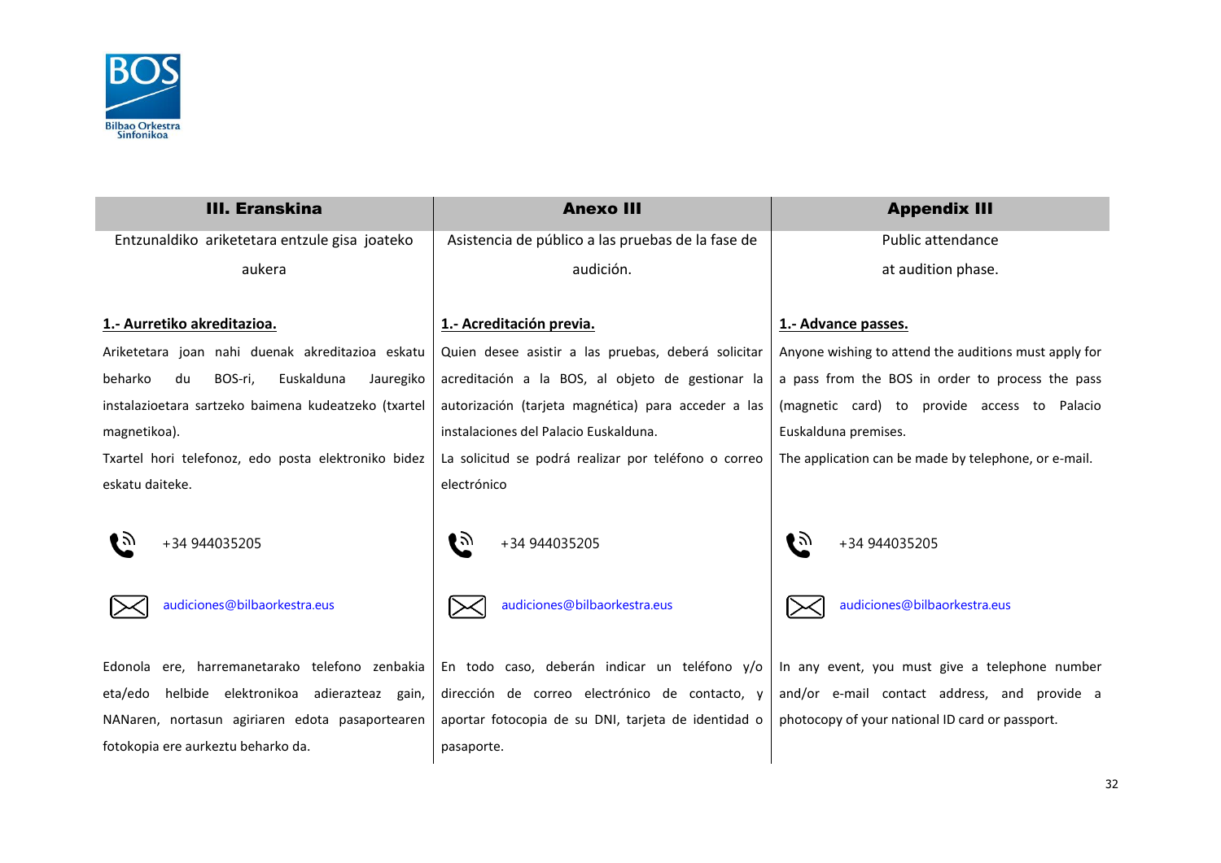| III. Eranskina | Anexo III | Appendix III |
|---|---|---|
| Entzunaldiko ariketetara entzule gisa joateko aukera | Asistencia de público a las pruebas de la fase de audición. | Public attendance at audition phase. |
| **1.- Aurretiko akreditazioa.** | **1.- Acreditación previa.** | **1.- Advance passes.** |
| Ariketetara joan nahi duenak akreditazioa eskatu beharko du BOS-ri, Euskalduna Jauregiko instalazioetara sartzeko baimena kudeatzeko (txartel magnetikoa). | Quien desee asistir a las pruebas, deberá solicitar acreditación a la BOS, al objeto de gestionar la autorización (tarjeta magnética) para acceder a las instalaciones del Palacio Euskalduna. | Anyone wishing to attend the auditions must apply for a pass from the BOS in order to process the pass (magnetic card) to provide access to Palacio Euskalduna premises. |
| Txartel hori telefonoz, edo posta elektroniko bidez eskatu daiteke. | La solicitud se podrá realizar por teléfono o correo electrónico | The application can be made by telephone, or e-mail. |
| +34 944035205 | +34 944035205 | +34 944035205 |
| audiciones@bilbaorkestra.eus | audiciones@bilbaorkestra.eus | audiciones@bilbaorkestra.eus |
| Edonola ere, harremanetarako telefono zenbakia eta/edo helbide elektronikoa adierazteaz gain, NANaren, nortasun agiriaren edota pasaportearen fotokopia ere aurkeztu beharko da. | En todo caso, deberán indicar un teléfono y/o dirección de correo electrónico de contacto, y aportar fotocopia de su DNI, tarjeta de identidad o pasaporte. | In any event, you must give a telephone number and/or e-mail contact address, and provide a photocopy of your national ID card or passport. |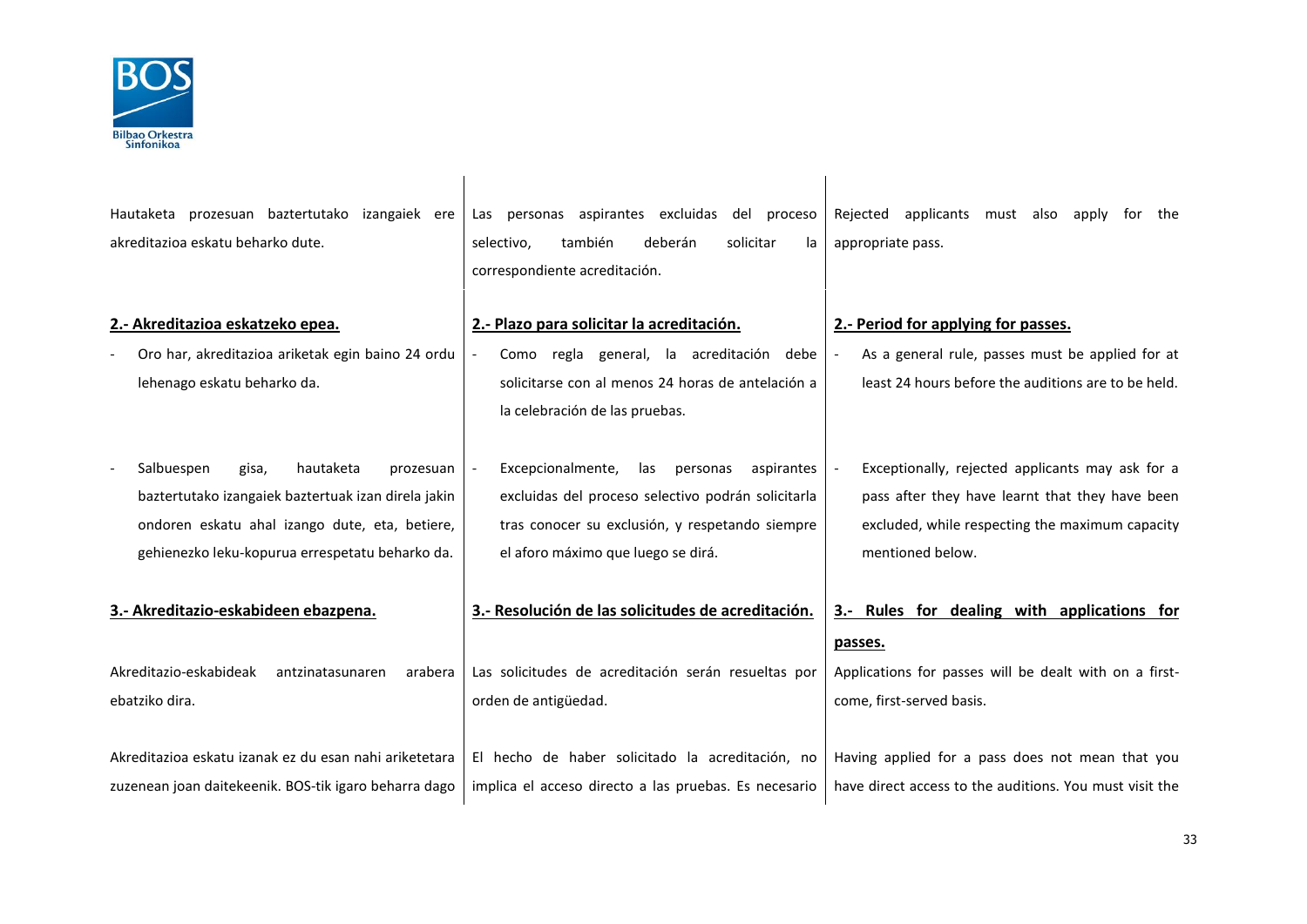Hautaketa prozesuan baztertutako izangaiek ere akreditazioa eskatu beharko dute.

Las personas aspirantes excluidas del proceso selectivo, también deberán solicitar la correspondiente acreditación.

Rejected applicants must also apply for the appropriate pass.

**2.- Akreditazioa eskatzeko epea.**

- Oro har, akreditazioa ariketak egin baino 24 ordu lehenago eskatu beharko da.
- Salbuespen gisa, hautaketa prozesuan baztertutako izangaiek baztertuak izan direla jakin ondoren eskatu ahal izango dute, eta, betiere, gehienezko leku-kopurua errespetatu beharko da.

**2.- Plazo para solicitar la acreditación.**

- Como regla general, la acreditación debe solicitarse con al menos 24 horas de antelación a la celebración de las pruebas.
- Excepcionalmente, las personas aspirantes excluidas del proceso selectivo podrán solicitarla tras conocer su exclusión, y respetando siempre el aforo máximo que luego se dirá.

**2.- Period for applying for passes.**

- As a general rule, passes must be applied for at least 24 hours before the auditions are to be held.
- Exceptionally, rejected applicants may ask for a pass after they have learnt that they have been excluded, while respecting the maximum capacity mentioned below.

**3.- Akreditazio-eskabideen ebazpena.**

Akreditazio-eskabideak antzinatasunaren arabera ebatziko dira.

Akreditazioa eskatu izanak ez du esan nahi ariketetara zuzenean joan daitekeenik. BOS-tik igaro beharra dago

**3.- Resolución de las solicitudes de acreditación.**

Las solicitudes de acreditación serán resueltas por orden de antigüedad.

El hecho de haber solicitado la acreditación, no implica el acceso directo a las pruebas. Es necesario

**3.- Rules for dealing with applications for passes.**

Applications for passes will be dealt with on a first-come, first-served basis.

Having applied for a pass does not mean that you have direct access to the auditions. You must visit the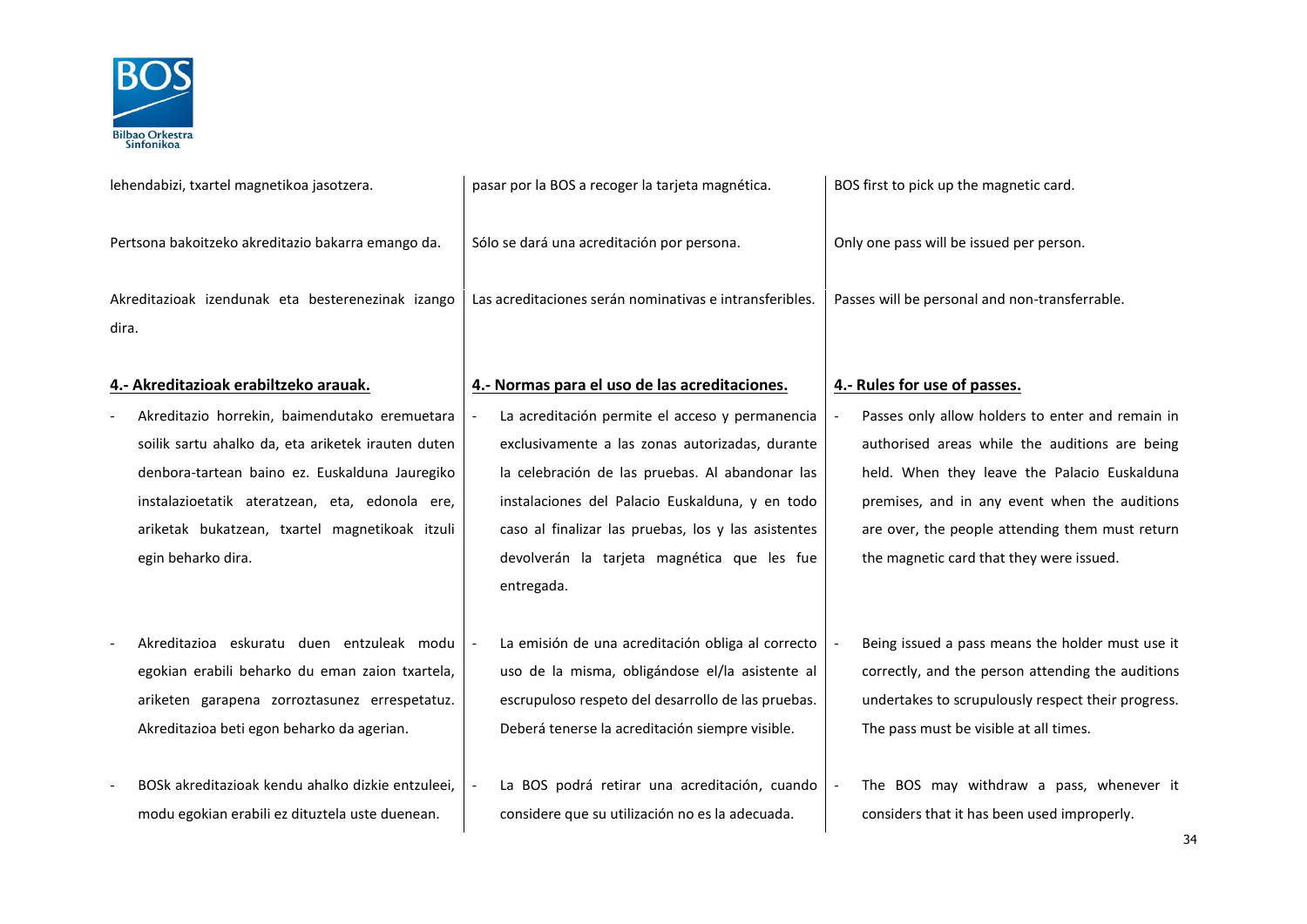lehendabizi, txartel magnetikoa jasotzera.

Pertsona bakoitzeko akreditazio bakarra emango da.

Akreditazioak izendunak eta besterenezinak izango dira.

**4.- Akreditazioak erabiltzeko arauak.**

- Akreditazio horrekin, baimendutako eremuetara soilik sartu ahalko da, eta ariketek irauten duten denbora-tartean baino ez. Euskalduna Jauregiko instalazioetatik ateratzean, eta, edonola ere, ariketak bukatzean, txartel magnetikoak itzuli egin beharko dira.

- Akreditazioa eskuratu duen entzuleak modu egokian erabili beharko du eman zaion txartela, ariketen garapena zorroztasunez errespetatuz. Akreditazioa beti egon beharko da agerian.

- BOSk akreditazioak kendu ahalko dizkie entzuleei, modu egokian erabili ez dituztela uste duenean.

pasar por la BOS a recoger la tarjeta magnética.

Sólo se dará una acreditación por persona.

Las acreditaciones serán nominativas e intransferibles.

**4.- Normas para el uso de las acreditaciones.**

- La acreditación permite el acceso y permanencia exclusivamente a las zonas autorizadas, durante la celebración de las pruebas. Al abandonar las instalaciones del Palacio Euskalduna, y en todo caso al finalizar las pruebas, los y las asistentes devolverán la tarjeta magnética que les fue entregada.

- La emisión de una acreditación obliga al correcto uso de la misma, obligándose el/la asistente al escrupuloso respeto del desarrollo de las pruebas. Deberá tenerse la acreditación siempre visible.

- La BOS podrá retirar una acreditación, cuando considere que su utilización no es la adecuada.

BOS first to pick up the magnetic card.

Only one pass will be issued per person.

Passes will be personal and non-transferrable.

**4.- Rules for use of passes.**

- Passes only allow holders to enter and remain in authorised areas while the auditions are being held. When they leave the Palacio Euskalduna premises, and in any event when the auditions are over, the people attending them must return the magnetic card that they were issued.

- Being issued a pass means the holder must use it correctly, and the person attending the auditions undertakes to scrupulously respect their progress. The pass must be visible at all times.

- The BOS may withdraw a pass, whenever it considers that it has been used improperly.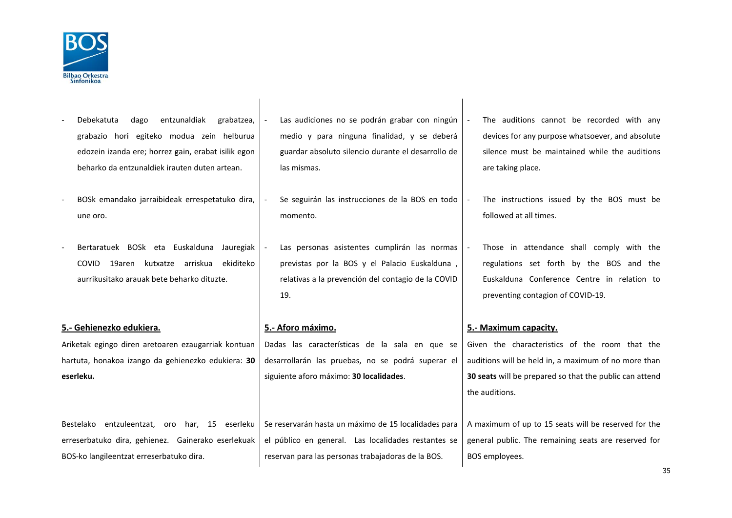- Debekatuta dago entzunaldiak grabatzea, grabazio hori egiteko modua zein helburua edozein izanda ere; horrez gain, erabat isilik egon beharko da entzunaldiek irauten duten artean.

- BOSk emandako jarraibideak errespetatuko dira, une oro.

- Bertaratuek BOSk eta Euskalduna Jauregiak COVID 19aren kutxatze arriskua ekiditeko aurrikusitako arauak bete beharko dituzte.

**5.- Gehienezko edukiera.**

Ariketak egingo diren aretoaren ezaugarriak kontuan hartuta, honakoa izango da gehienezko edukiera: **30 eserleku.**

Bestelako entzuleentzat, oro har, 15 eserleku erreserbatuko dira, gehienez. Gainerako eserlekuak BOS-ko langileentzat erreserbatuko dira.

- Las audiciones no se podrán grabar con ningún medio y para ninguna finalidad, y se deberá guardar absoluto silencio durante el desarrollo de las mismas.

- Se seguirán las instrucciones de la BOS en todo momento.

- Las personas asistentes cumplirán las normas previstas por la BOS y el Palacio Euskalduna , relativas a la prevención del contagio de la COVID 19.

**5.- Aforo máximo.**

Dadas las características de la sala en que se desarrollarán las pruebas, no se podrá superar el siguiente aforo máximo: **30 localidades**.

Se reservarán hasta un máximo de 15 localidades para el público en general. Las localidades restantes se reservan para las personas trabajadoras de la BOS.

- The auditions cannot be recorded with any devices for any purpose whatsoever, and absolute silence must be maintained while the auditions are taking place.

- The instructions issued by the BOS must be followed at all times.

- Those in attendance shall comply with the regulations set forth by the BOS and the Euskalduna Conference Centre in relation to preventing contagion of COVID-19.

**5.- Maximum capacity.**

Given the characteristics of the room that the auditions will be held in, a maximum of no more than **30 seats** will be prepared so that the public can attend the auditions.

A maximum of up to 15 seats will be reserved for the general public. The remaining seats are reserved for BOS employees.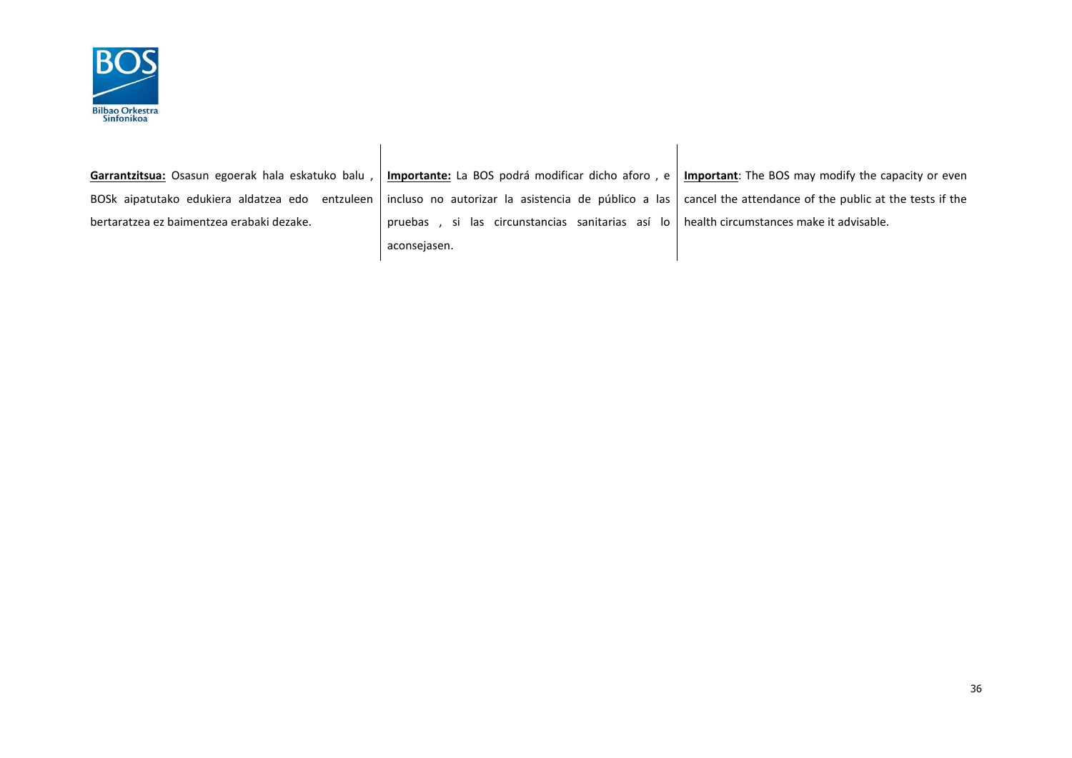**Garrantzitsua:** Osasun egoerak hala eskatuko balu , BOSk aipatutako edukiera aldatzea edo entzuleen bertaratzea ez baimentzea erabaki dezake.

**Importante:** La BOS podrá modificar dicho aforo , e incluso no autorizar la asistencia de público a las pruebas , si las circunstancias sanitarias así lo aconsejasen.

**Important**: The BOS may modify the capacity or even cancel the attendance of the public at the tests if the health circumstances make it advisable.